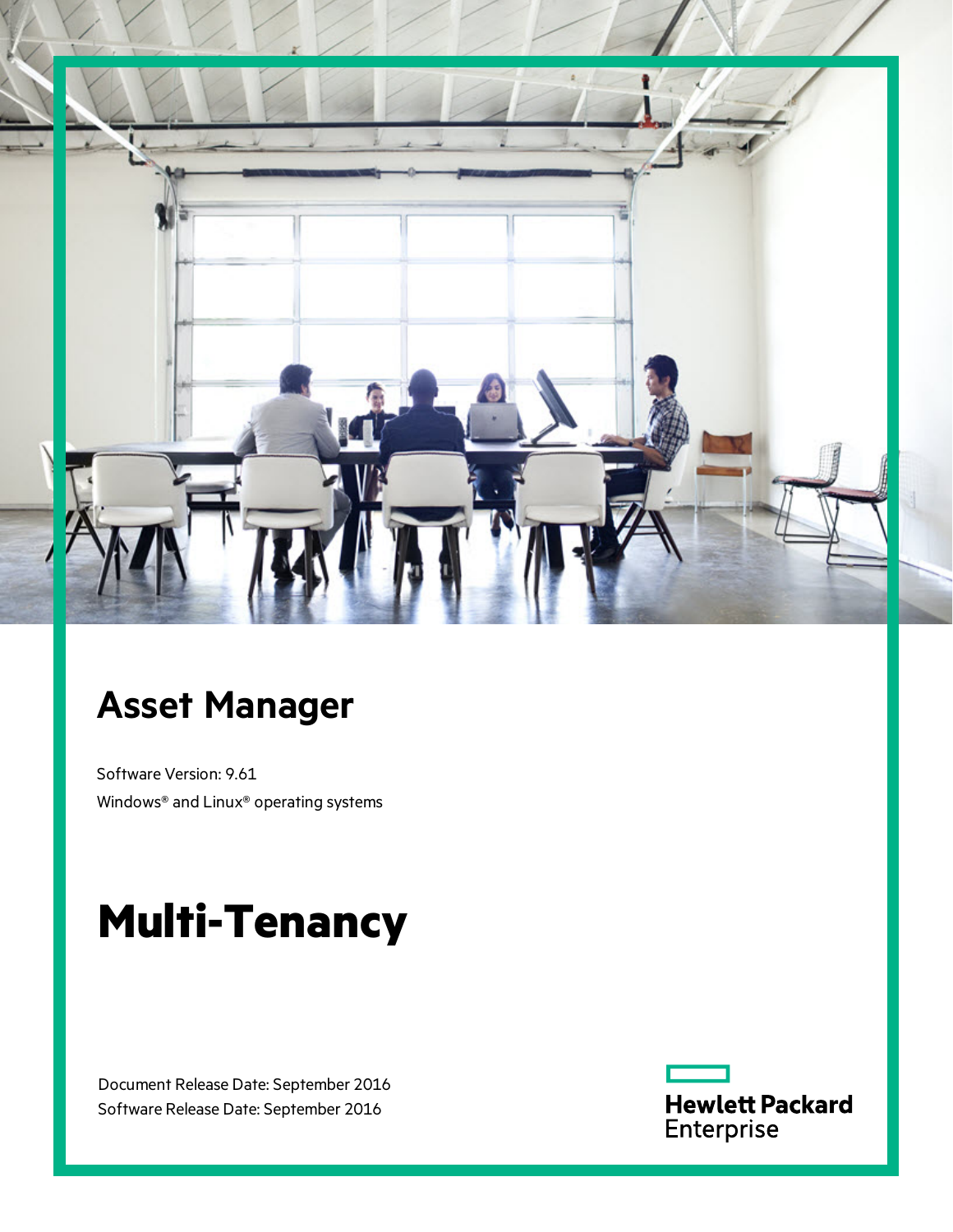# Asset Manager

Software Version: 9.61

Windows® and Linux® operating systems

# Multi-Tenancy

Document Release Date: September 2016

Software Release Date: September 2016

Hewlett Packard Enterprise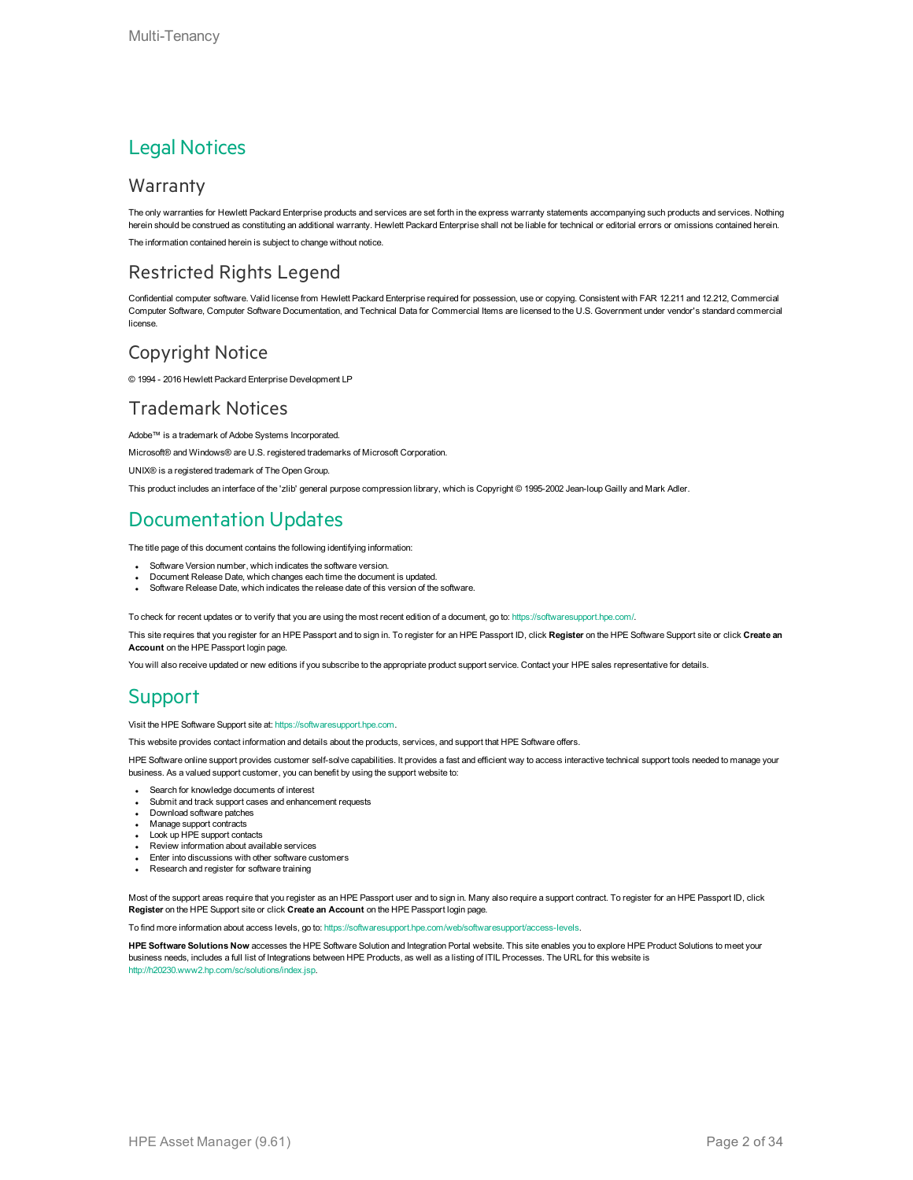# Legal Notices

## Warranty

The only warranties for Hewlett Packard Enterprise products and services are set forth in the express warranty statements accompanying such products and services. Nothing herein should be construed as constituting an additional warranty. Hewlett Packard Enterprise shall not be liable for technical or editorial errors or omissions contained herein.

The information contained herein is subject to change without notice.

## Restricted Rights Legend

Confidential computer software. Valid license from Hewlett Packard Enterprise required for possession, use or copying. Consistent with FAR 12.211 and 12.212, Commercial Computer Software, Computer Software Documentation, and Technical Data for Commercial Items are licensed to the U.S. Government under vendor's standard commercial license.

## Copyright Notice

© 1994 - 2016 Hewlett Packard Enterprise Development LP

## Trademark Notices

Adobe™ is a trademark of Adobe Systems Incorporated.

Microsoft® and Windows® are U.S. registered trademarks of Microsoft Corporation.

UNIX® is a registered trademark of The Open Group.

This product includes an interface of the 'zlib' general purpose compression library, which is Copyright © 1995-2002 Jean-loup Gailly and Mark Adler.

# Documentation Updates

The title page of this document contains the following identifying information:

- Software Version number, which indicates the software version.
- Document Release Date, which changes each time the document is updated.
- Software Release Date, which indicates the release date of this version of the software.

To check for recent updates or to verify that you are using the most recent edition of a document, go to: https://softwaresupport.hpe.com/.

This site requires that you register for an HPE Passport and to sign in. To register for an HPE Passport ID, click **Register** on the HPE Software Support site or click **Create an Account** on the HPE Passport login page.

You will also receive updated or new editions if you subscribe to the appropriate product support service. Contact your HPE sales representative for details.

# Support

Visit the HPE Software Support site at: https://softwaresupport.hpe.com.

This website provides contact information and details about the products, services, and support that HPE Software offers.

HPE Software online support provides customer self-solve capabilities. It provides a fast and efficient way to access interactive technical support tools needed to manage your business. As a valued support customer, you can benefit by using the support website to:

- Search for knowledge documents of interest
- Submit and track support cases and enhancement requests
- Download software patches
- Manage support contracts
- Look up HPE support contacts
- Review information about available services
- Enter into discussions with other software customers
- Research and register for software training

Most of the support areas require that you register as an HPE Passport user and to sign in. Many also require a support contract. To register for an HPE Passport ID, click **Register** on the HPE Support site or click **Create an Account** on the HPE Passport login page.

To find more information about access levels, go to: https://softwaresupport.hpe.com/web/softwaresupport/access-levels.

**HPE Software Solutions Now** accesses the HPE Software Solution and Integration Portal website. This site enables you to explore HPE Product Solutions to meet your business needs, includes a full list of Integrations between HPE Products, as well as a listing of ITIL Processes. The URL for this website is http://h20230.www2.hp.com/sc/solutions/index.jsp.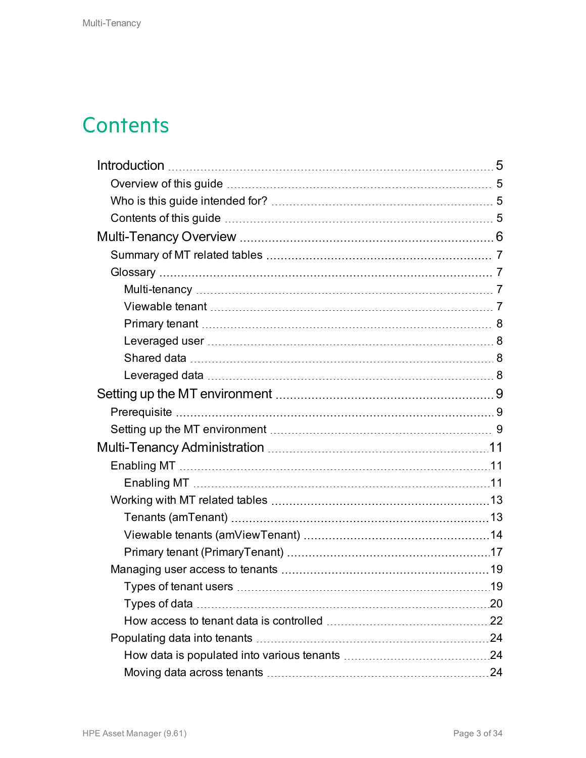# Contents

- Introduction ... 5
  - Overview of this guide ... 5
  - Who is this guide intended for? ... 5
  - Contents of this guide ... 5
- Multi-Tenancy Overview ... 6
  - Summary of MT related tables ... 7
  - Glossary ... 7
    - Multi-tenancy ... 7
    - Viewable tenant ... 7
    - Primary tenant ... 8
    - Leveraged user ... 8
    - Shared data ... 8
    - Leveraged data ... 8
- Setting up the MT environment ... 9
  - Prerequisite ... 9
  - Setting up the MT environment ... 9
- Multi-Tenancy Administration ... 11
  - Enabling MT ... 11
    - Enabling MT ... 11
  - Working with MT related tables ... 13
    - Tenants (amTenant) ... 13
    - Viewable tenants (amViewTenant) ... 14
    - Primary tenant (PrimaryTenant) ... 17
  - Managing user access to tenants ... 19
    - Types of tenant users ... 19
    - Types of data ... 20
    - How access to tenant data is controlled ... 22
  - Populating data into tenants ... 24
    - How data is populated into various tenants ... 24
    - Moving data across tenants ... 24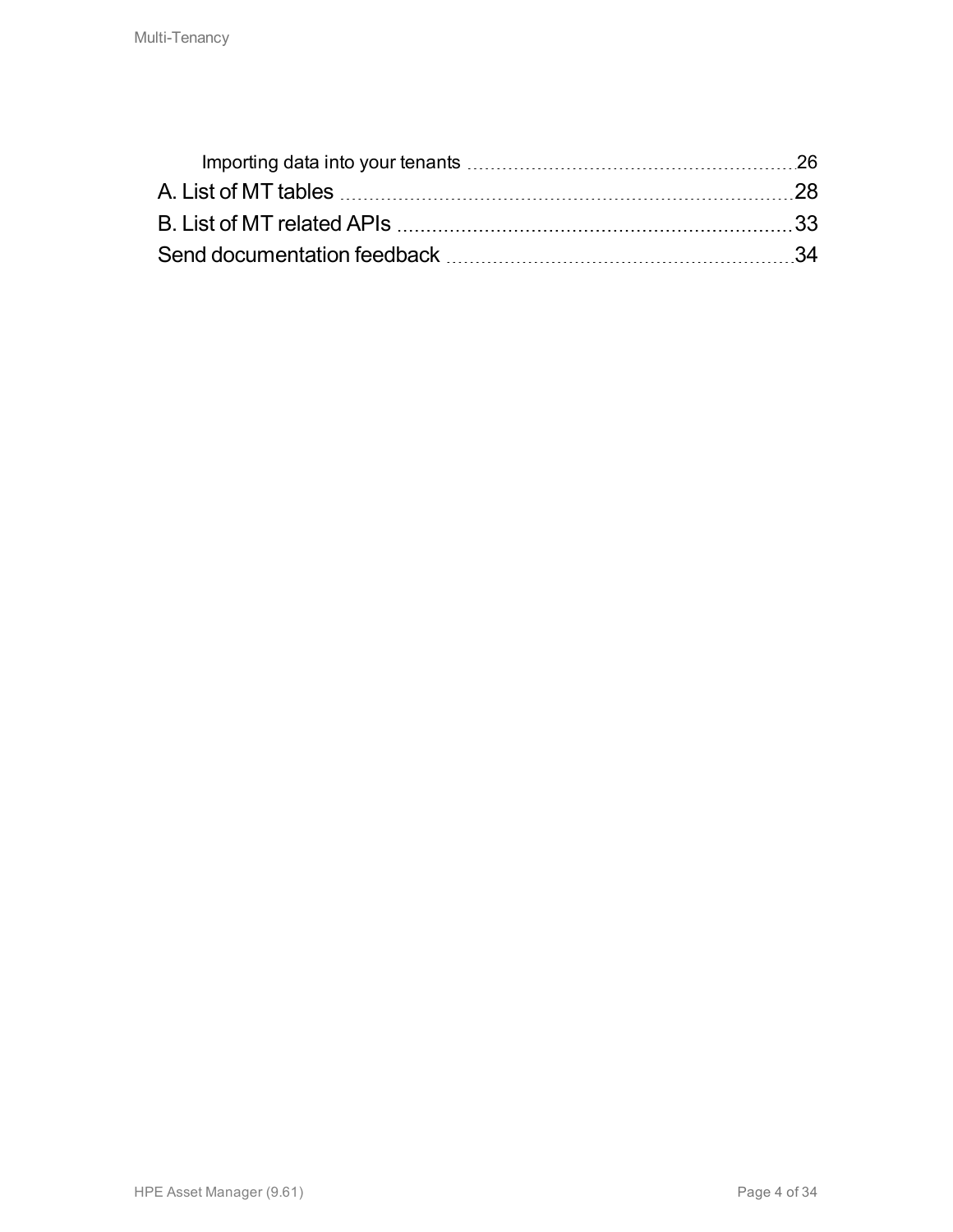Importing data into your tenants 26

A. List of MT tables 28

B. List of MT related APIs 33

Send documentation feedback 34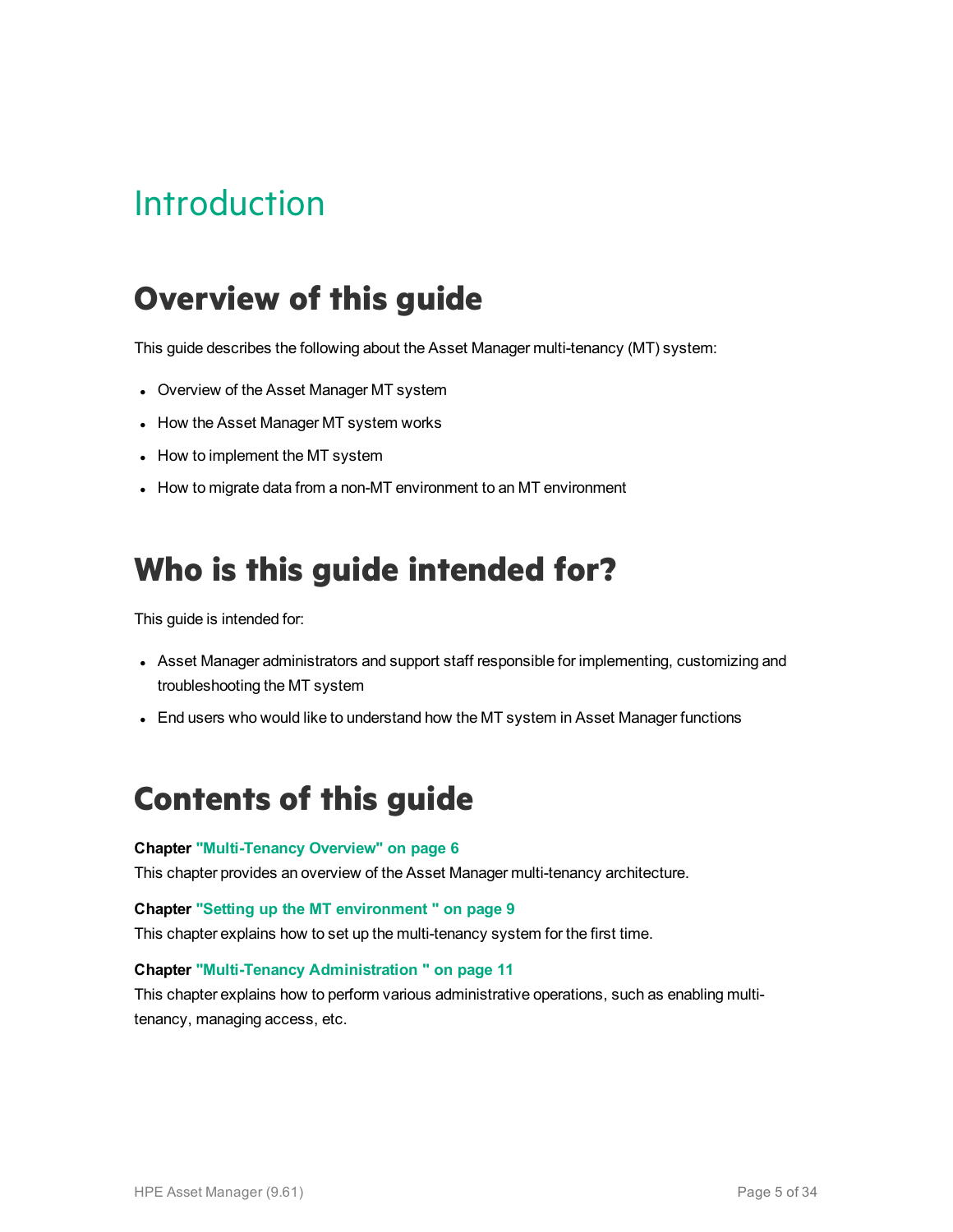# Introduction

## Overview of this guide

This guide describes the following about the Asset Manager multi-tenancy (MT) system:

- Overview of the Asset Manager MT system
- How the Asset Manager MT system works
- How to implement the MT system
- How to migrate data from a non-MT environment to an MT environment

## Who is this guide intended for?

This guide is intended for:

- Asset Manager administrators and support staff responsible for implementing, customizing and troubleshooting the MT system
- End users who would like to understand how the MT system in Asset Manager functions

## Contents of this guide

**Chapter "Multi-Tenancy Overview" on page 6**
This chapter provides an overview of the Asset Manager multi-tenancy architecture.

**Chapter "Setting up the MT environment " on page 9**
This chapter explains how to set up the multi-tenancy system for the first time.

**Chapter "Multi-Tenancy Administration " on page 11**
This chapter explains how to perform various administrative operations, such as enabling multi-tenancy, managing access, etc.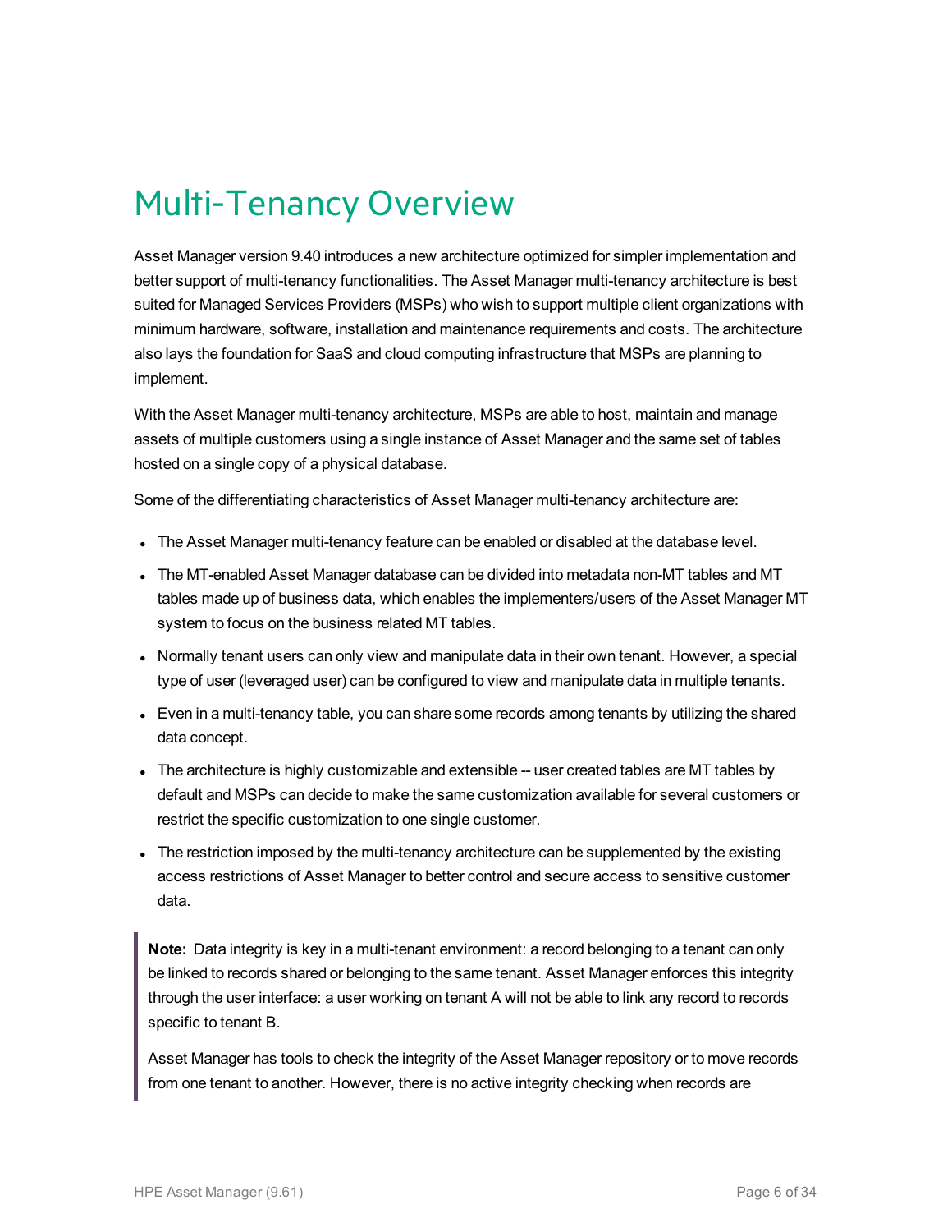# Multi-Tenancy Overview

Asset Manager version 9.40 introduces a new architecture optimized for simpler implementation and better support of multi-tenancy functionalities. The Asset Manager multi-tenancy architecture is best suited for Managed Services Providers (MSPs) who wish to support multiple client organizations with minimum hardware, software, installation and maintenance requirements and costs. The architecture also lays the foundation for SaaS and cloud computing infrastructure that MSPs are planning to implement.

With the Asset Manager multi-tenancy architecture, MSPs are able to host, maintain and manage assets of multiple customers using a single instance of Asset Manager and the same set of tables hosted on a single copy of a physical database.

Some of the differentiating characteristics of Asset Manager multi-tenancy architecture are:

- The Asset Manager multi-tenancy feature can be enabled or disabled at the database level.
- The MT-enabled Asset Manager database can be divided into metadata non-MT tables and MT tables made up of business data, which enables the implementers/users of the Asset Manager MT system to focus on the business related MT tables.
- Normally tenant users can only view and manipulate data in their own tenant. However, a special type of user (leveraged user) can be configured to view and manipulate data in multiple tenants.
- Even in a multi-tenancy table, you can share some records among tenants by utilizing the shared data concept.
- The architecture is highly customizable and extensible -- user created tables are MT tables by default and MSPs can decide to make the same customization available for several customers or restrict the specific customization to one single customer.
- The restriction imposed by the multi-tenancy architecture can be supplemented by the existing access restrictions of Asset Manager to better control and secure access to sensitive customer data.

> **Note:** Data integrity is key in a multi-tenant environment: a record belonging to a tenant can only be linked to records shared or belonging to the same tenant. Asset Manager enforces this integrity through the user interface: a user working on tenant A will not be able to link any record to records specific to tenant B.
>
> Asset Manager has tools to check the integrity of the Asset Manager repository or to move records from one tenant to another. However, there is no active integrity checking when records are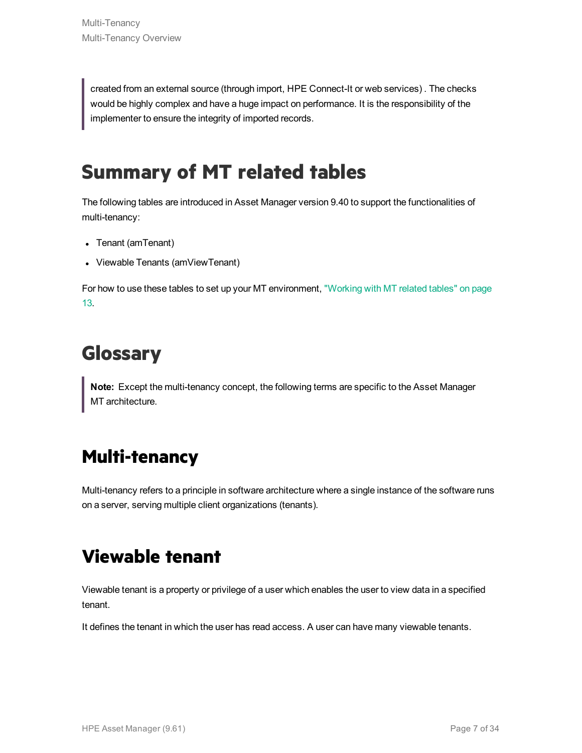> created from an external source (through import, HPE Connect-It or web services) . The checks would be highly complex and have a huge impact on performance. It is the responsibility of the implementer to ensure the integrity of imported records.

# Summary of MT related tables

The following tables are introduced in Asset Manager version 9.40 to support the functionalities of multi-tenancy:

- Tenant (amTenant)
- Viewable Tenants (amViewTenant)

For how to use these tables to set up your MT environment, "Working with MT related tables" on page 13.

# Glossary

> **Note:** Except the multi-tenancy concept, the following terms are specific to the Asset Manager MT architecture.

## Multi-tenancy

Multi-tenancy refers to a principle in software architecture where a single instance of the software runs on a server, serving multiple client organizations (tenants).

## Viewable tenant

Viewable tenant is a property or privilege of a user which enables the user to view data in a specified tenant.

It defines the tenant in which the user has read access. A user can have many viewable tenants.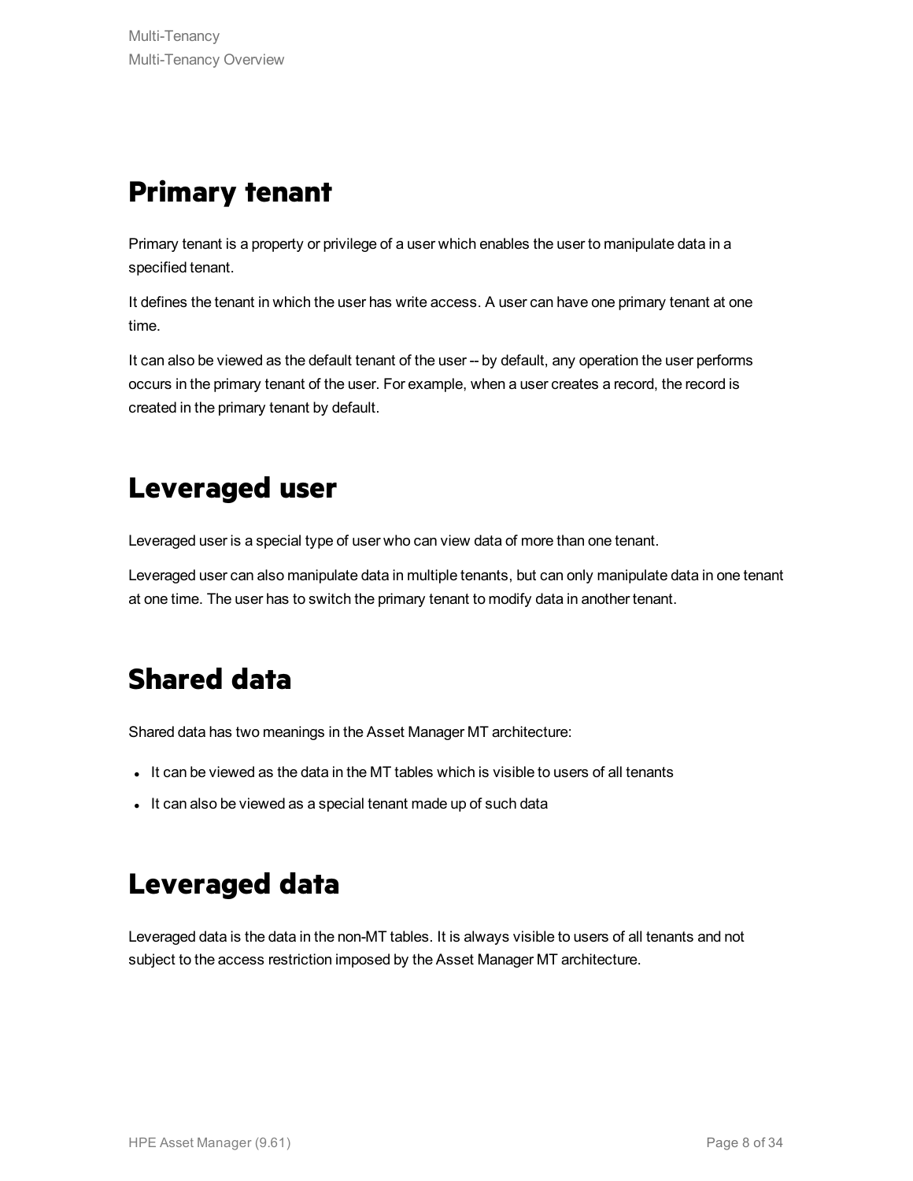# Primary tenant

Primary tenant is a property or privilege of a user which enables the user to manipulate data in a specified tenant.

It defines the tenant in which the user has write access. A user can have one primary tenant at one time.

It can also be viewed as the default tenant of the user -- by default, any operation the user performs occurs in the primary tenant of the user. For example, when a user creates a record, the record is created in the primary tenant by default.

# Leveraged user

Leveraged user is a special type of user who can view data of more than one tenant.

Leveraged user can also manipulate data in multiple tenants, but can only manipulate data in one tenant at one time. The user has to switch the primary tenant to modify data in another tenant.

# Shared data

Shared data has two meanings in the Asset Manager MT architecture:

- It can be viewed as the data in the MT tables which is visible to users of all tenants
- It can also be viewed as a special tenant made up of such data

# Leveraged data

Leveraged data is the data in the non-MT tables. It is always visible to users of all tenants and not subject to the access restriction imposed by the Asset Manager MT architecture.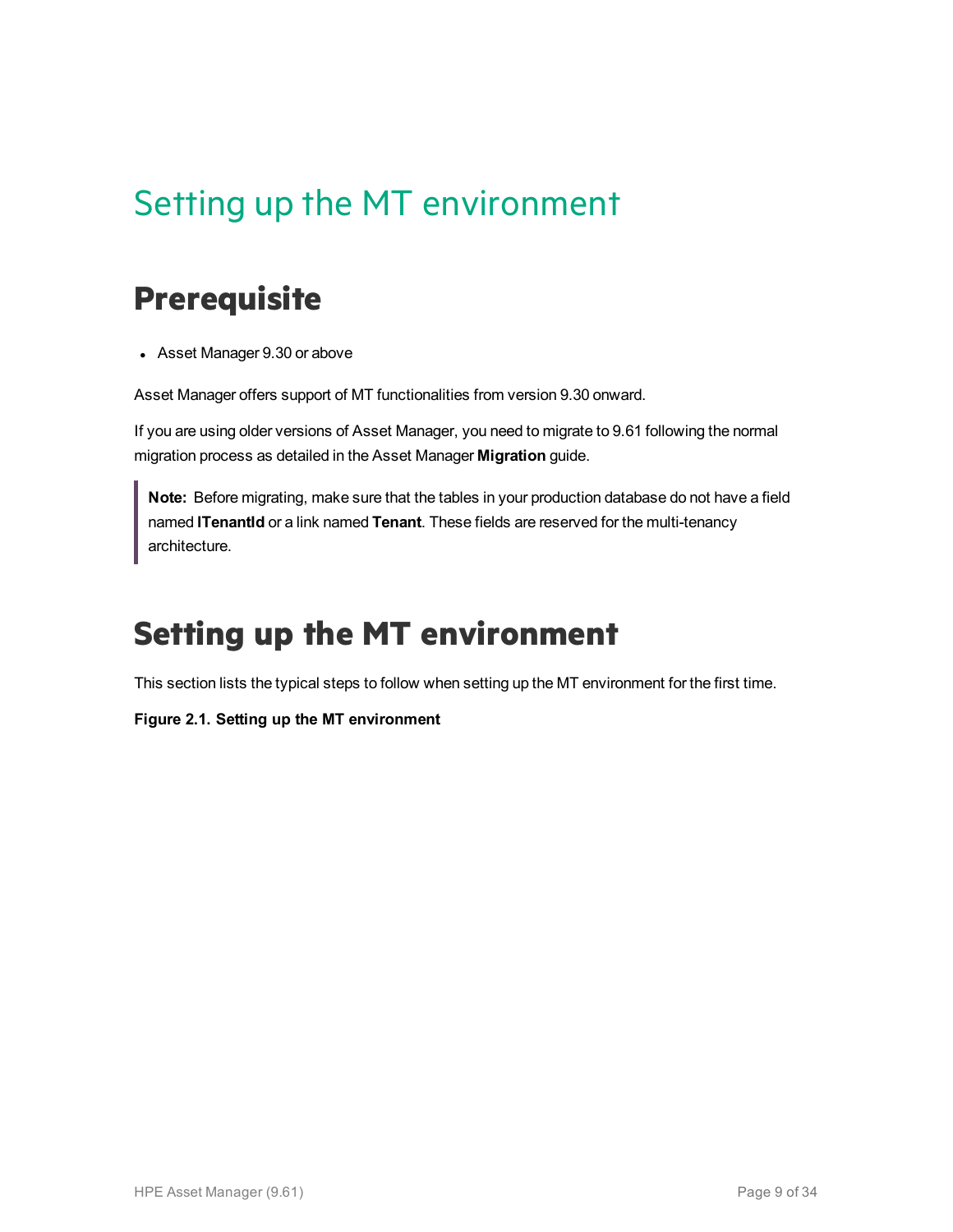# Setting up the MT environment

## Prerequisite

- Asset Manager 9.30 or above

Asset Manager offers support of MT functionalities from version 9.30 onward.

If you are using older versions of Asset Manager, you need to migrate to 9.61 following the normal migration process as detailed in the Asset Manager **Migration** guide.

> **Note:** Before migrating, make sure that the tables in your production database do not have a field named **ITenantId** or a link named **Tenant**. These fields are reserved for the multi-tenancy architecture.

## Setting up the MT environment

This section lists the typical steps to follow when setting up the MT environment for the first time.

**Figure 2.1. Setting up the MT environment**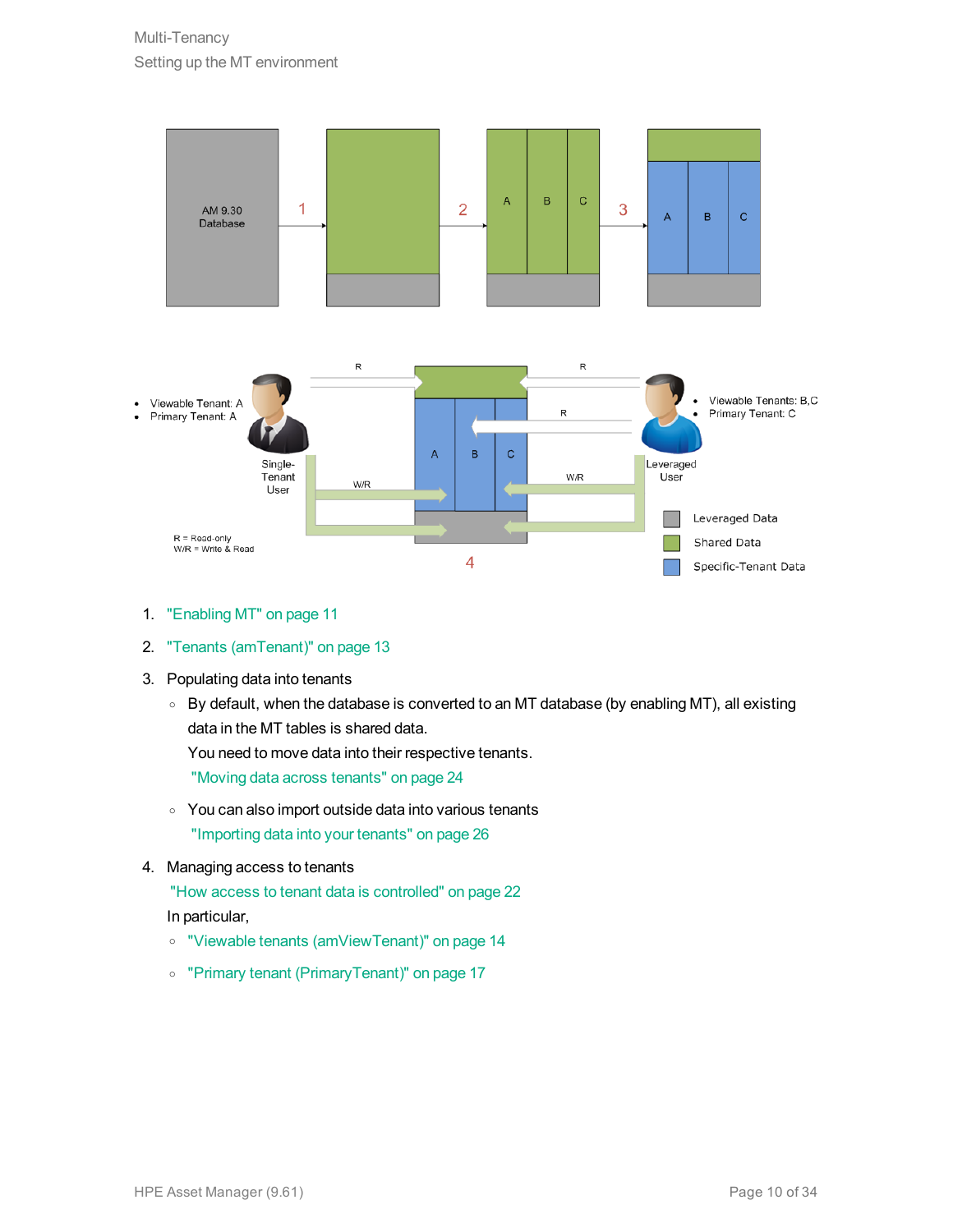1. "Enabling MT" on page 11

2. "Tenants (amTenant)" on page 13

3. Populating data into tenants

   - By default, when the database is converted to an MT database (by enabling MT), all existing data in the MT tables is shared data.

     You need to move data into their respective tenants.

     "Moving data across tenants" on page 24

   - You can also import outside data into various tenants

     "Importing data into your tenants" on page 26

4. Managing access to tenants

   "How access to tenant data is controlled" on page 22

   In particular,

   - "Viewable tenants (amViewTenant)" on page 14

   - "Primary tenant (PrimaryTenant)" on page 17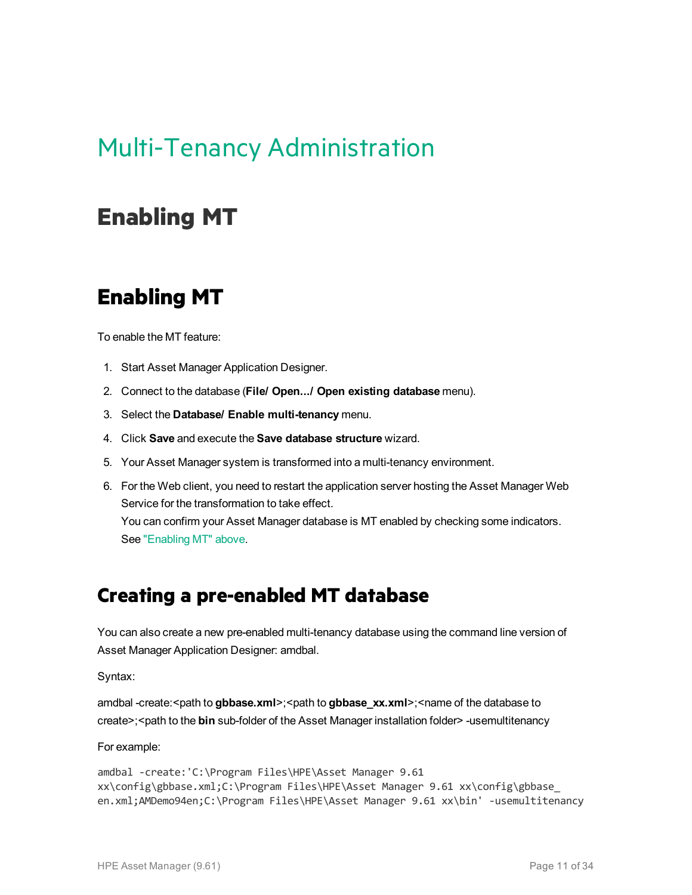# Multi-Tenancy Administration

## Enabling MT

## Enabling MT

To enable the MT feature:

1. Start Asset Manager Application Designer.
2. Connect to the database (**File/ Open.../ Open existing database** menu).
3. Select the **Database/ Enable multi-tenancy** menu.
4. Click **Save** and execute the **Save database structure** wizard.
5. Your Asset Manager system is transformed into a multi-tenancy environment.
6. For the Web client, you need to restart the application server hosting the Asset Manager Web Service for the transformation to take effect.
   You can confirm your Asset Manager database is MT enabled by checking some indicators. See "Enabling MT" above.

### Creating a pre-enabled MT database

You can also create a new pre-enabled multi-tenancy database using the command line version of Asset Manager Application Designer: amdbal.

Syntax:

amdbal -create:<path to **gbbase.xml**>;<path to **gbbase_xx.xml**>;<name of the database to create>;<path to the **bin** sub-folder of the Asset Manager installation folder> -usemultitenancy

For example:

```
amdbal -create:'C:\Program Files\HPE\Asset Manager 9.61
xx\config\gbbase.xml;C:\Program Files\HPE\Asset Manager 9.61 xx\config\gbbase_
en.xml;AMDemo94en;C:\Program Files\HPE\Asset Manager 9.61 xx\bin' -usemultitenancy
```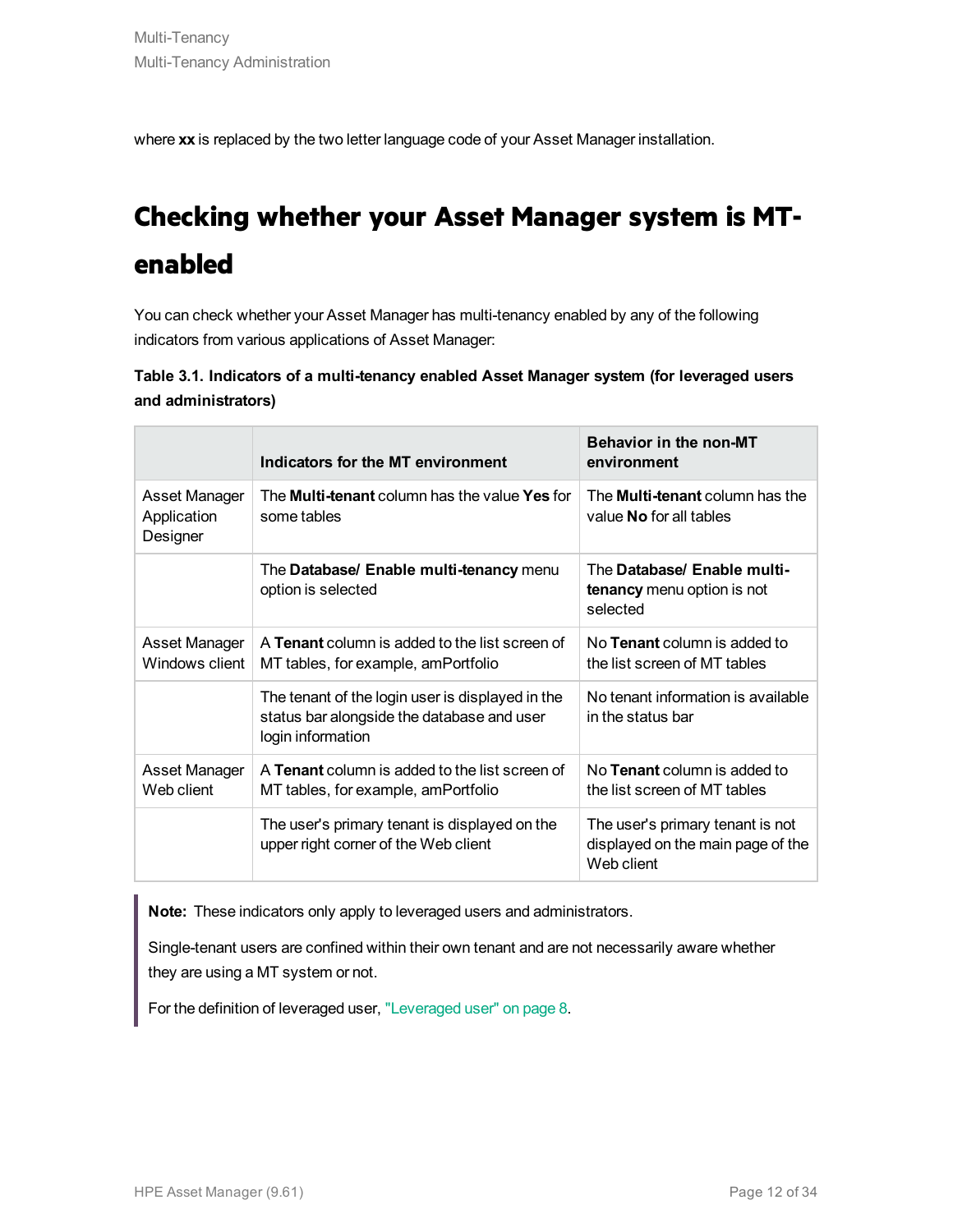where **xx** is replaced by the two letter language code of your Asset Manager installation.

# Checking whether your Asset Manager system is MT-enabled

You can check whether your Asset Manager has multi-tenancy enabled by any of the following indicators from various applications of Asset Manager:

**Table 3.1. Indicators of a multi-tenancy enabled Asset Manager system (for leveraged users and administrators)**

| | Indicators for the MT environment | Behavior in the non-MT environment |
|---|---|---|
| Asset Manager Application Designer | The **Multi-tenant** column has the value **Yes** for some tables | The **Multi-tenant** column has the value **No** for all tables |
| | The **Database/ Enable multi-tenancy** menu option is selected | The **Database/ Enable multi-tenancy** menu option is not selected |
| Asset Manager Windows client | A **Tenant** column is added to the list screen of MT tables, for example, amPortfolio | No **Tenant** column is added to the list screen of MT tables |
| | The tenant of the login user is displayed in the status bar alongside the database and user login information | No tenant information is available in the status bar |
| Asset Manager Web client | A **Tenant** column is added to the list screen of MT tables, for example, amPortfolio | No **Tenant** column is added to the list screen of MT tables |
| | The user's primary tenant is displayed on the upper right corner of the Web client | The user's primary tenant is not displayed on the main page of the Web client |

> **Note:** These indicators only apply to leveraged users and administrators.
>
> Single-tenant users are confined within their own tenant and are not necessarily aware whether they are using a MT system or not.
>
> For the definition of leveraged user, "Leveraged user" on page 8.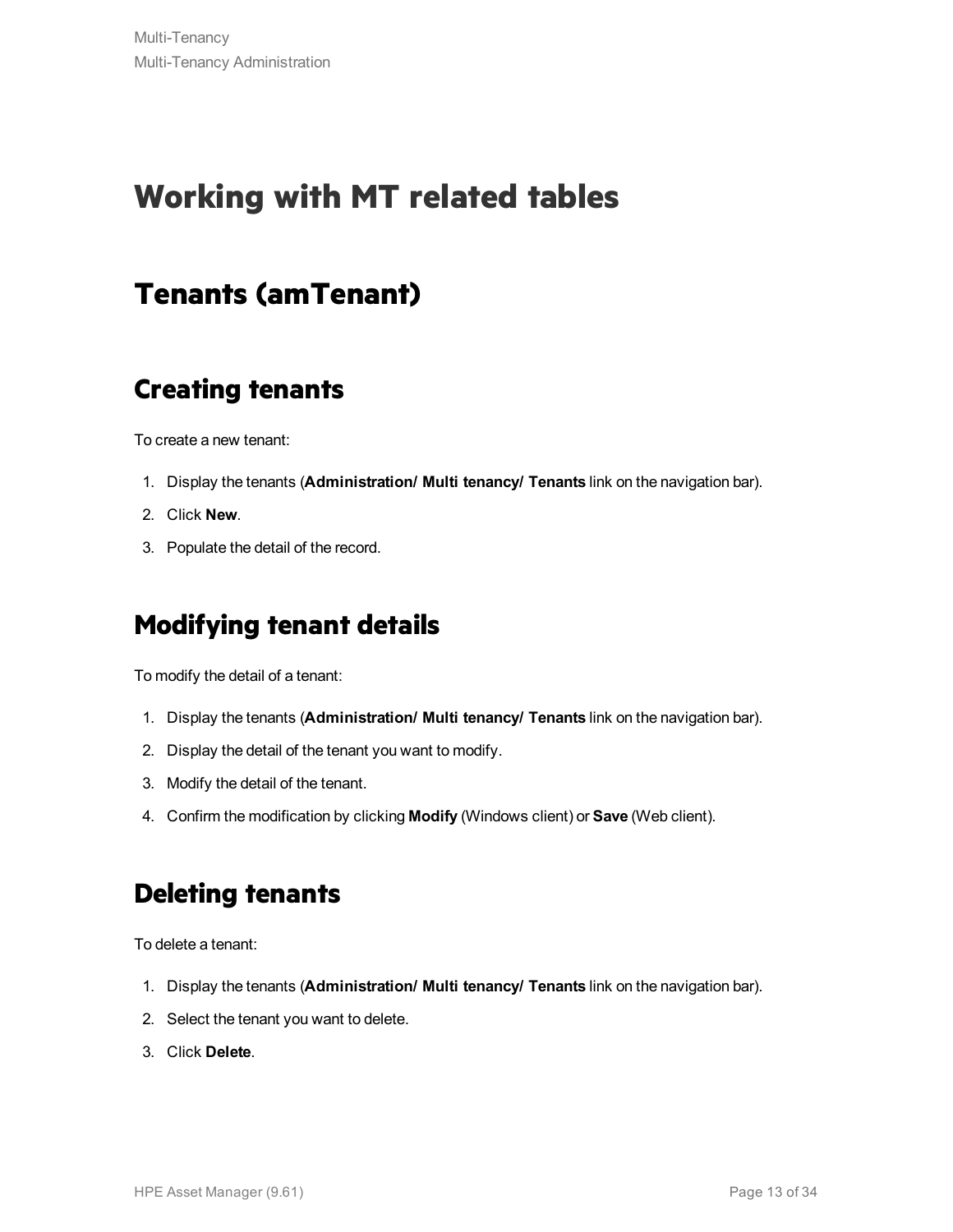# Working with MT related tables

## Tenants (amTenant)

### Creating tenants

To create a new tenant:

1. Display the tenants (**Administration/ Multi tenancy/ Tenants** link on the navigation bar).
2. Click **New**.
3. Populate the detail of the record.

### Modifying tenant details

To modify the detail of a tenant:

1. Display the tenants (**Administration/ Multi tenancy/ Tenants** link on the navigation bar).
2. Display the detail of the tenant you want to modify.
3. Modify the detail of the tenant.
4. Confirm the modification by clicking **Modify** (Windows client) or **Save** (Web client).

### Deleting tenants

To delete a tenant:

1. Display the tenants (**Administration/ Multi tenancy/ Tenants** link on the navigation bar).
2. Select the tenant you want to delete.
3. Click **Delete**.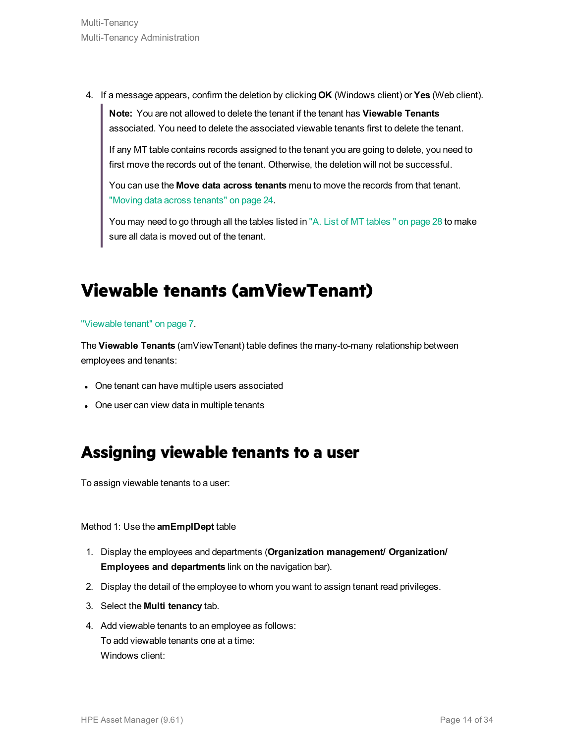4. If a message appears, confirm the deletion by clicking **OK** (Windows client) or **Yes** (Web client).

   > **Note:** You are not allowed to delete the tenant if the tenant has **Viewable Tenants** associated. You need to delete the associated viewable tenants first to delete the tenant.
   >
   > If any MT table contains records assigned to the tenant you are going to delete, you need to first move the records out of the tenant. Otherwise, the deletion will not be successful.
   >
   > You can use the **Move data across tenants** menu to move the records from that tenant. "Moving data across tenants" on page 24.
   >
   > You may need to go through all the tables listed in "A. List of MT tables " on page 28 to make sure all data is moved out of the tenant.

# Viewable tenants (amViewTenant)

"Viewable tenant" on page 7.

The **Viewable Tenants** (amViewTenant) table defines the many-to-many relationship between employees and tenants:

- One tenant can have multiple users associated
- One user can view data in multiple tenants

## Assigning viewable tenants to a user

To assign viewable tenants to a user:

Method 1: Use the **amEmplDept** table

1. Display the employees and departments (**Organization management/ Organization/ Employees and departments** link on the navigation bar).
2. Display the detail of the employee to whom you want to assign tenant read privileges.
3. Select the **Multi tenancy** tab.
4. Add viewable tenants to an employee as follows:
   To add viewable tenants one at a time:
   Windows client: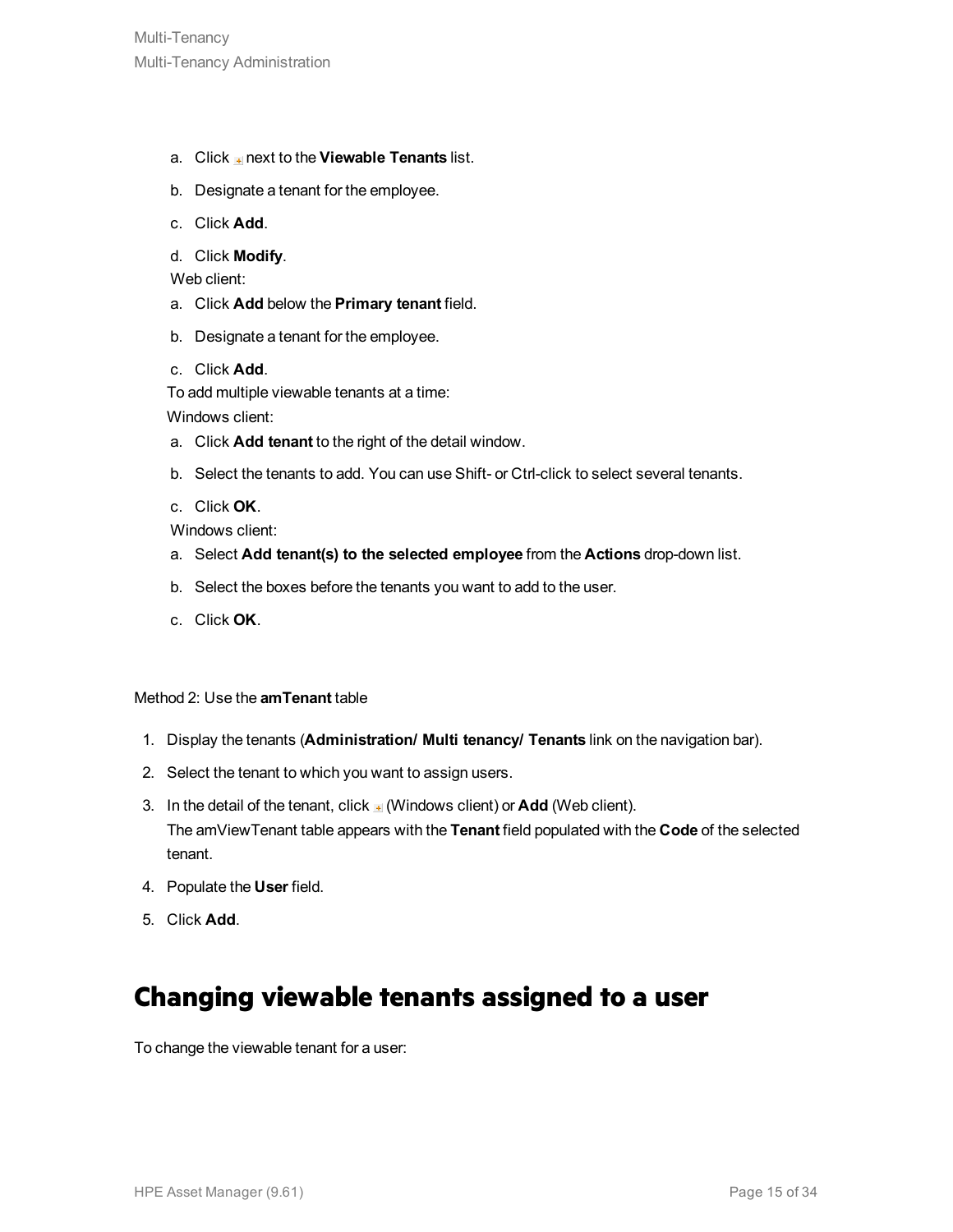a. Click + next to the **Viewable Tenants** list.

b. Designate a tenant for the employee.

c. Click **Add**.

d. Click **Modify**.

Web client:

a. Click **Add** below the **Primary tenant** field.

b. Designate a tenant for the employee.

c. Click **Add**.

To add multiple viewable tenants at a time:

Windows client:

a. Click **Add tenant** to the right of the detail window.

b. Select the tenants to add. You can use Shift- or Ctrl-click to select several tenants.

c. Click **OK**.

Windows client:

a. Select **Add tenant(s) to the selected employee** from the **Actions** drop-down list.

b. Select the boxes before the tenants you want to add to the user.

c. Click **OK**.

Method 2: Use the **amTenant** table

1. Display the tenants (**Administration/ Multi tenancy/ Tenants** link on the navigation bar).
2. Select the tenant to which you want to assign users.
3. In the detail of the tenant, click + (Windows client) or **Add** (Web client).
   The amViewTenant table appears with the **Tenant** field populated with the **Code** of the selected tenant.
4. Populate the **User** field.
5. Click **Add**.

## Changing viewable tenants assigned to a user

To change the viewable tenant for a user: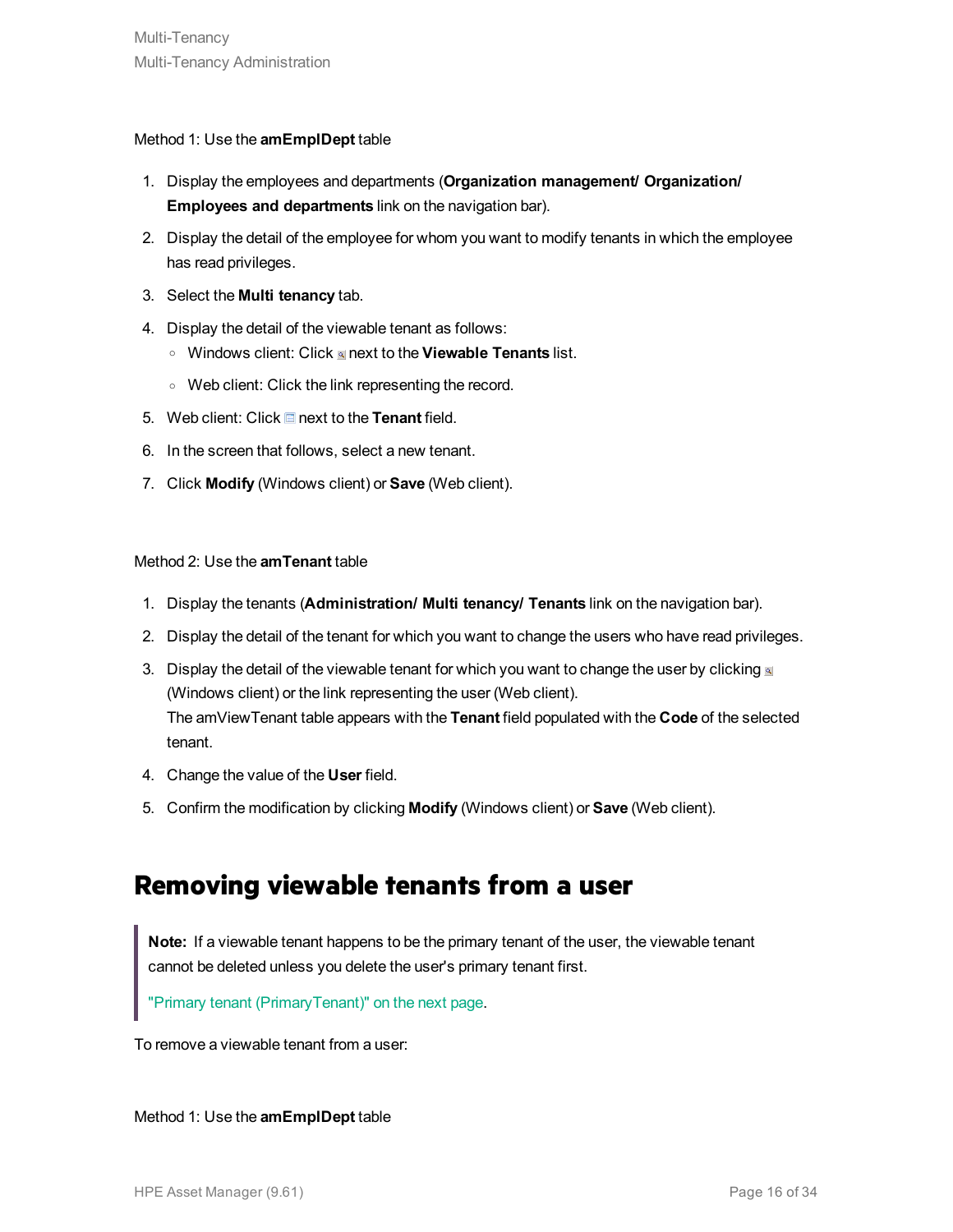Method 1: Use the **amEmplDept** table

1. Display the employees and departments (**Organization management/ Organization/ Employees and departments** link on the navigation bar).
2. Display the detail of the employee for whom you want to modify tenants in which the employee has read privileges.
3. Select the **Multi tenancy** tab.
4. Display the detail of the viewable tenant as follows:
   - Windows client: Click next to the **Viewable Tenants** list.
   - Web client: Click the link representing the record.
5. Web client: Click next to the **Tenant** field.
6. In the screen that follows, select a new tenant.
7. Click **Modify** (Windows client) or **Save** (Web client).

Method 2: Use the **amTenant** table

1. Display the tenants (**Administration/ Multi tenancy/ Tenants** link on the navigation bar).
2. Display the detail of the tenant for which you want to change the users who have read privileges.
3. Display the detail of the viewable tenant for which you want to change the user by clicking (Windows client) or the link representing the user (Web client).
   The amViewTenant table appears with the **Tenant** field populated with the **Code** of the selected tenant.
4. Change the value of the **User** field.
5. Confirm the modification by clicking **Modify** (Windows client) or **Save** (Web client).

## Removing viewable tenants from a user

> **Note:** If a viewable tenant happens to be the primary tenant of the user, the viewable tenant cannot be deleted unless you delete the user's primary tenant first.
>
> "Primary tenant (PrimaryTenant)" on the next page.

To remove a viewable tenant from a user:

Method 1: Use the **amEmplDept** table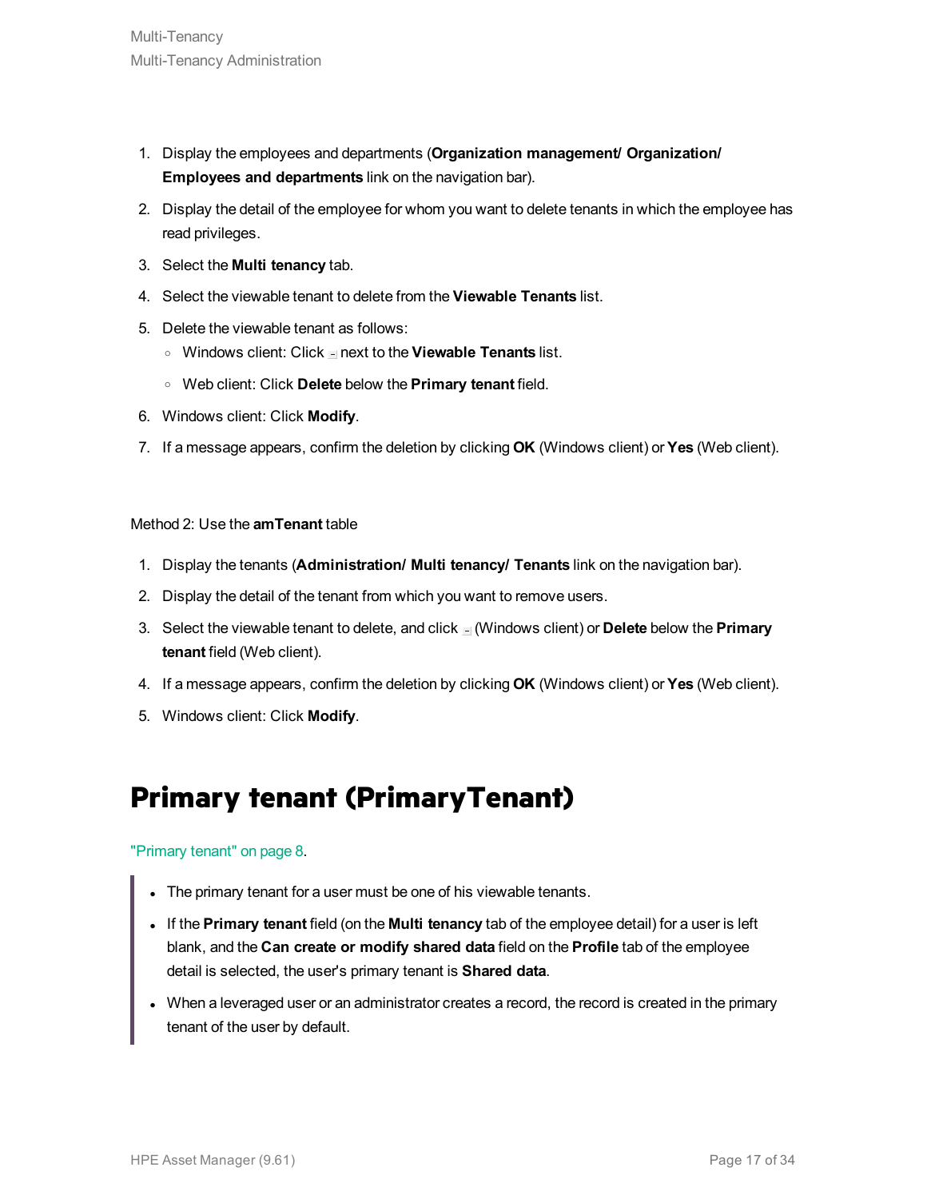1. Display the employees and departments (**Organization management/ Organization/ Employees and departments** link on the navigation bar).
2. Display the detail of the employee for whom you want to delete tenants in which the employee has read privileges.
3. Select the **Multi tenancy** tab.
4. Select the viewable tenant to delete from the **Viewable Tenants** list.
5. Delete the viewable tenant as follows:
   - Windows client: Click next to the **Viewable Tenants** list.
   - Web client: Click **Delete** below the **Primary tenant** field.
6. Windows client: Click **Modify**.
7. If a message appears, confirm the deletion by clicking **OK** (Windows client) or **Yes** (Web client).

Method 2: Use the **amTenant** table

1. Display the tenants (**Administration/ Multi tenancy/ Tenants** link on the navigation bar).
2. Display the detail of the tenant from which you want to remove users.
3. Select the viewable tenant to delete, and click (Windows client) or **Delete** below the **Primary tenant** field (Web client).
4. If a message appears, confirm the deletion by clicking **OK** (Windows client) or **Yes** (Web client).
5. Windows client: Click **Modify**.

# Primary tenant (PrimaryTenant)

"Primary tenant" on page 8.

- The primary tenant for a user must be one of his viewable tenants.
- If the **Primary tenant** field (on the **Multi tenancy** tab of the employee detail) for a user is left blank, and the **Can create or modify shared data** field on the **Profile** tab of the employee detail is selected, the user's primary tenant is **Shared data**.
- When a leveraged user or an administrator creates a record, the record is created in the primary tenant of the user by default.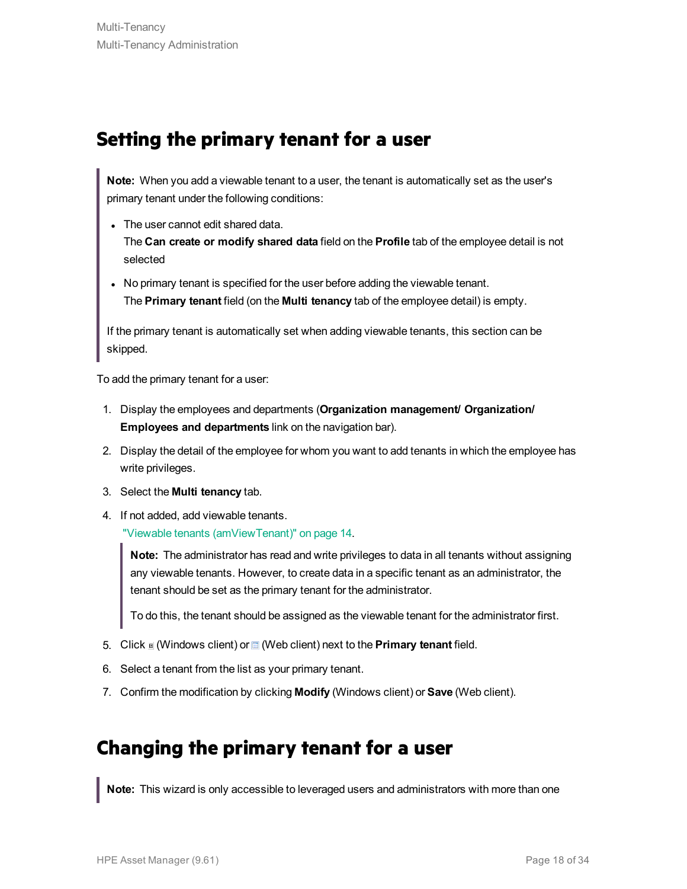## Setting the primary tenant for a user

> **Note:** When you add a viewable tenant to a user, the tenant is automatically set as the user's primary tenant under the following conditions:
>
> - The user cannot edit shared data.
>   The **Can create or modify shared data** field on the **Profile** tab of the employee detail is not selected
> - No primary tenant is specified for the user before adding the viewable tenant.
>   The **Primary tenant** field (on the **Multi tenancy** tab of the employee detail) is empty.
>
> If the primary tenant is automatically set when adding viewable tenants, this section can be skipped.

To add the primary tenant for a user:

1. Display the employees and departments (**Organization management/ Organization/ Employees and departments** link on the navigation bar).
2. Display the detail of the employee for whom you want to add tenants in which the employee has write privileges.
3. Select the **Multi tenancy** tab.
4. If not added, add viewable tenants.
   "Viewable tenants (amViewTenant)" on page 14.

   > **Note:** The administrator has read and write privileges to data in all tenants without assigning any viewable tenants. However, to create data in a specific tenant as an administrator, the tenant should be set as the primary tenant for the administrator.
   >
   > To do this, the tenant should be assigned as the viewable tenant for the administrator first.

5. Click (Windows client) or (Web client) next to the **Primary tenant** field.
6. Select a tenant from the list as your primary tenant.
7. Confirm the modification by clicking **Modify** (Windows client) or **Save** (Web client).

## Changing the primary tenant for a user

> **Note:** This wizard is only accessible to leveraged users and administrators with more than one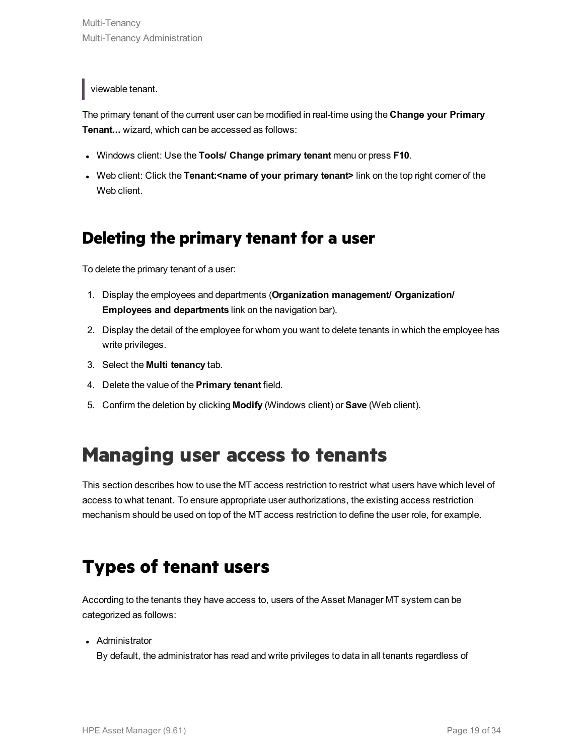> viewable tenant.

The primary tenant of the current user can be modified in real-time using the **Change your Primary Tenant...** wizard, which can be accessed as follows:

- Windows client: Use the **Tools/ Change primary tenant** menu or press **F10**.
- Web client: Click the **Tenant:<name of your primary tenant>** link on the top right corner of the Web client.

## Deleting the primary tenant for a user

To delete the primary tenant of a user:

1. Display the employees and departments (**Organization management/ Organization/ Employees and departments** link on the navigation bar).
2. Display the detail of the employee for whom you want to delete tenants in which the employee has write privileges.
3. Select the **Multi tenancy** tab.
4. Delete the value of the **Primary tenant** field.
5. Confirm the deletion by clicking **Modify** (Windows client) or **Save** (Web client).

# Managing user access to tenants

This section describes how to use the MT access restriction to restrict what users have which level of access to what tenant. To ensure appropriate user authorizations, the existing access restriction mechanism should be used on top of the MT access restriction to define the user role, for example.

## Types of tenant users

According to the tenants they have access to, users of the Asset Manager MT system can be categorized as follows:

- Administrator
  By default, the administrator has read and write privileges to data in all tenants regardless of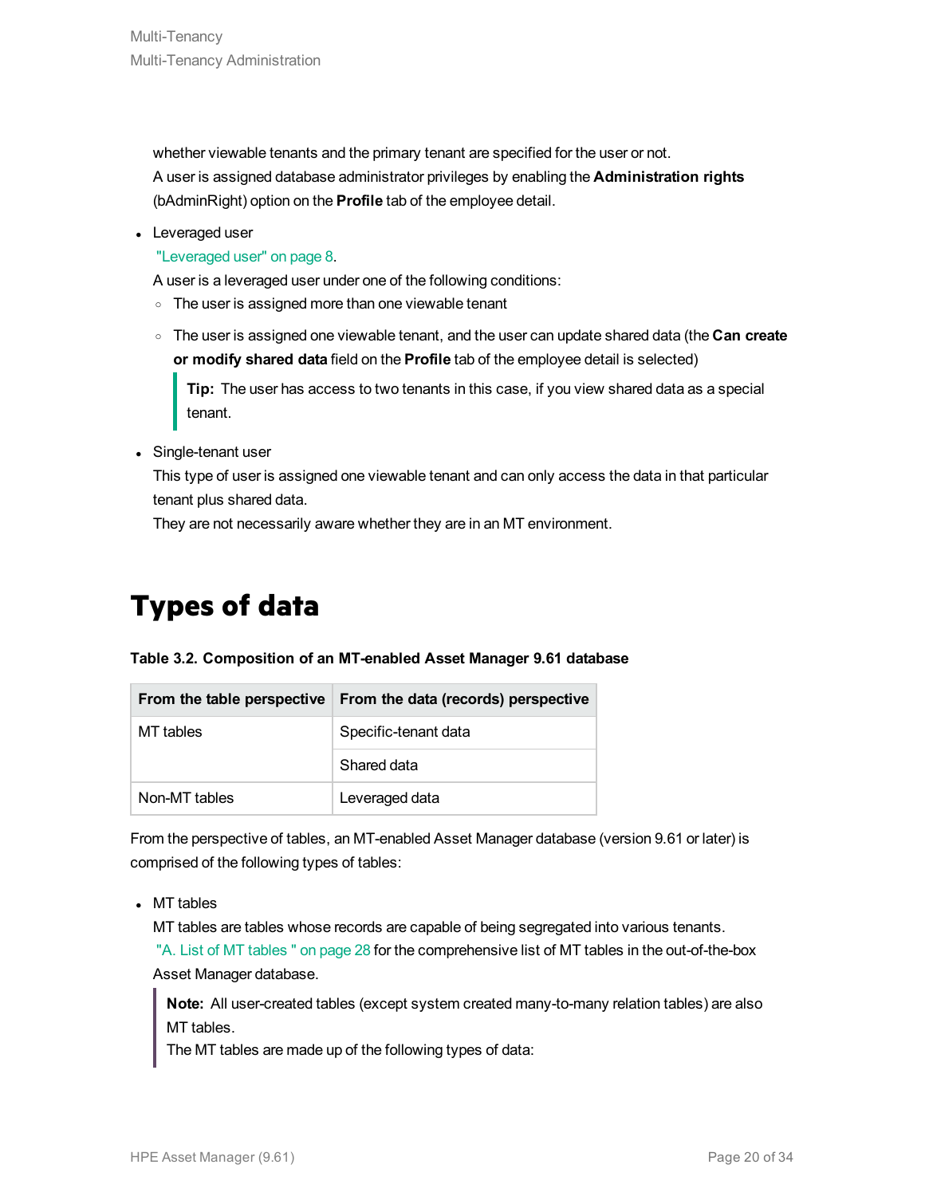whether viewable tenants and the primary tenant are specified for the user or not.
A user is assigned database administrator privileges by enabling the **Administration rights** (bAdminRight) option on the **Profile** tab of the employee detail.

- Leveraged user
  "Leveraged user" on page 8.
  A user is a leveraged user under one of the following conditions:
  - The user is assigned more than one viewable tenant
  - The user is assigned one viewable tenant, and the user can update shared data (the **Can create or modify shared data** field on the **Profile** tab of the employee detail is selected)

    > **Tip:** The user has access to two tenants in this case, if you view shared data as a special tenant.

- Single-tenant user
  This type of user is assigned one viewable tenant and can only access the data in that particular tenant plus shared data.
  They are not necessarily aware whether they are in an MT environment.

# Types of data

**Table 3.2. Composition of an MT-enabled Asset Manager 9.61 database**

| From the table perspective | From the data (records) perspective |
| --- | --- |
| MT tables | Specific-tenant data |
| | Shared data |
| Non-MT tables | Leveraged data |

From the perspective of tables, an MT-enabled Asset Manager database (version 9.61 or later) is comprised of the following types of tables:

- MT tables
  MT tables are tables whose records are capable of being segregated into various tenants.
  "A. List of MT tables " on page 28 for the comprehensive list of MT tables in the out-of-the-box Asset Manager database.

  > **Note:** All user-created tables (except system created many-to-many relation tables) are also MT tables.
  > The MT tables are made up of the following types of data: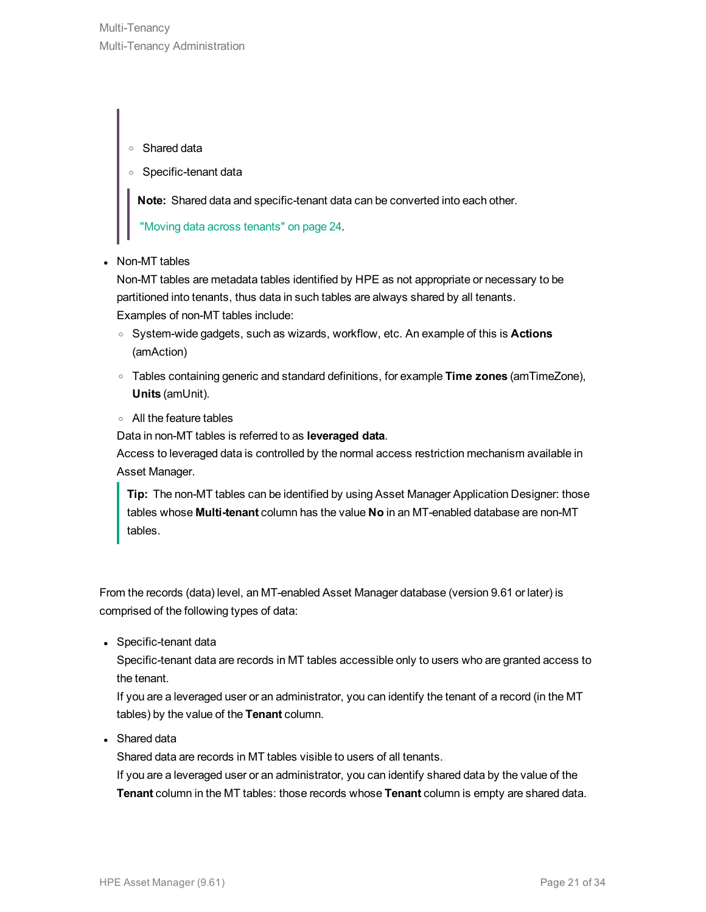- Shared data
- Specific-tenant data

> **Note:** Shared data and specific-tenant data can be converted into each other.
>
> "Moving data across tenants" on page 24.

- Non-MT tables

  Non-MT tables are metadata tables identified by HPE as not appropriate or necessary to be partitioned into tenants, thus data in such tables are always shared by all tenants.

  Examples of non-MT tables include:

  - System-wide gadgets, such as wizards, workflow, etc. An example of this is **Actions** (amAction)
  - Tables containing generic and standard definitions, for example **Time zones** (amTimeZone), **Units** (amUnit).
  - All the feature tables

  Data in non-MT tables is referred to as **leveraged data**.

  Access to leveraged data is controlled by the normal access restriction mechanism available in Asset Manager.

  > **Tip:** The non-MT tables can be identified by using Asset Manager Application Designer: those tables whose **Multi-tenant** column has the value **No** in an MT-enabled database are non-MT tables.

From the records (data) level, an MT-enabled Asset Manager database (version 9.61 or later) is comprised of the following types of data:

- Specific-tenant data

  Specific-tenant data are records in MT tables accessible only to users who are granted access to the tenant.

  If you are a leveraged user or an administrator, you can identify the tenant of a record (in the MT tables) by the value of the **Tenant** column.

- Shared data

  Shared data are records in MT tables visible to users of all tenants.

  If you are a leveraged user or an administrator, you can identify shared data by the value of the **Tenant** column in the MT tables: those records whose **Tenant** column is empty are shared data.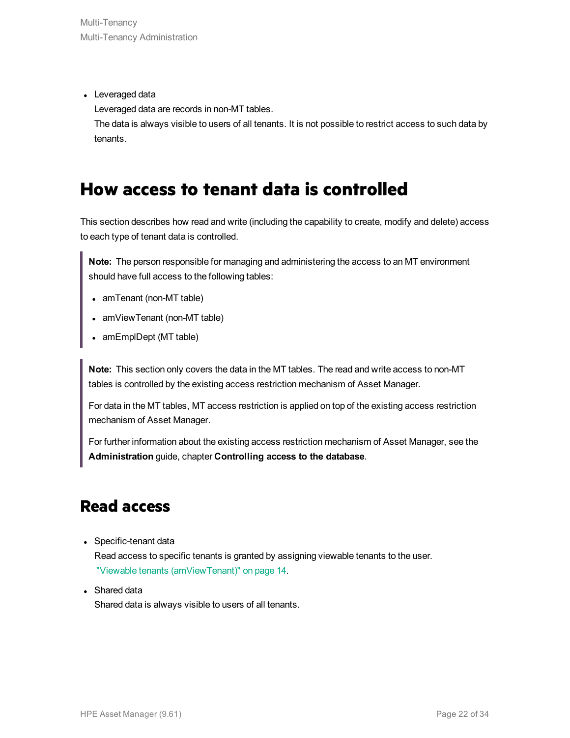- Leveraged data
  Leveraged data are records in non-MT tables.
  The data is always visible to users of all tenants. It is not possible to restrict access to such data by tenants.

# How access to tenant data is controlled

This section describes how read and write (including the capability to create, modify and delete) access to each type of tenant data is controlled.

> **Note:** The person responsible for managing and administering the access to an MT environment should have full access to the following tables:
>
> - amTenant (non-MT table)
> - amViewTenant (non-MT table)
> - amEmplDept (MT table)

> **Note:** This section only covers the data in the MT tables. The read and write access to non-MT tables is controlled by the existing access restriction mechanism of Asset Manager.
>
> For data in the MT tables, MT access restriction is applied on top of the existing access restriction mechanism of Asset Manager.
>
> For further information about the existing access restriction mechanism of Asset Manager, see the **Administration** guide, chapter **Controlling access to the database**.

## Read access

- Specific-tenant data
  Read access to specific tenants is granted by assigning viewable tenants to the user.
  "Viewable tenants (amViewTenant)" on page 14.
- Shared data
  Shared data is always visible to users of all tenants.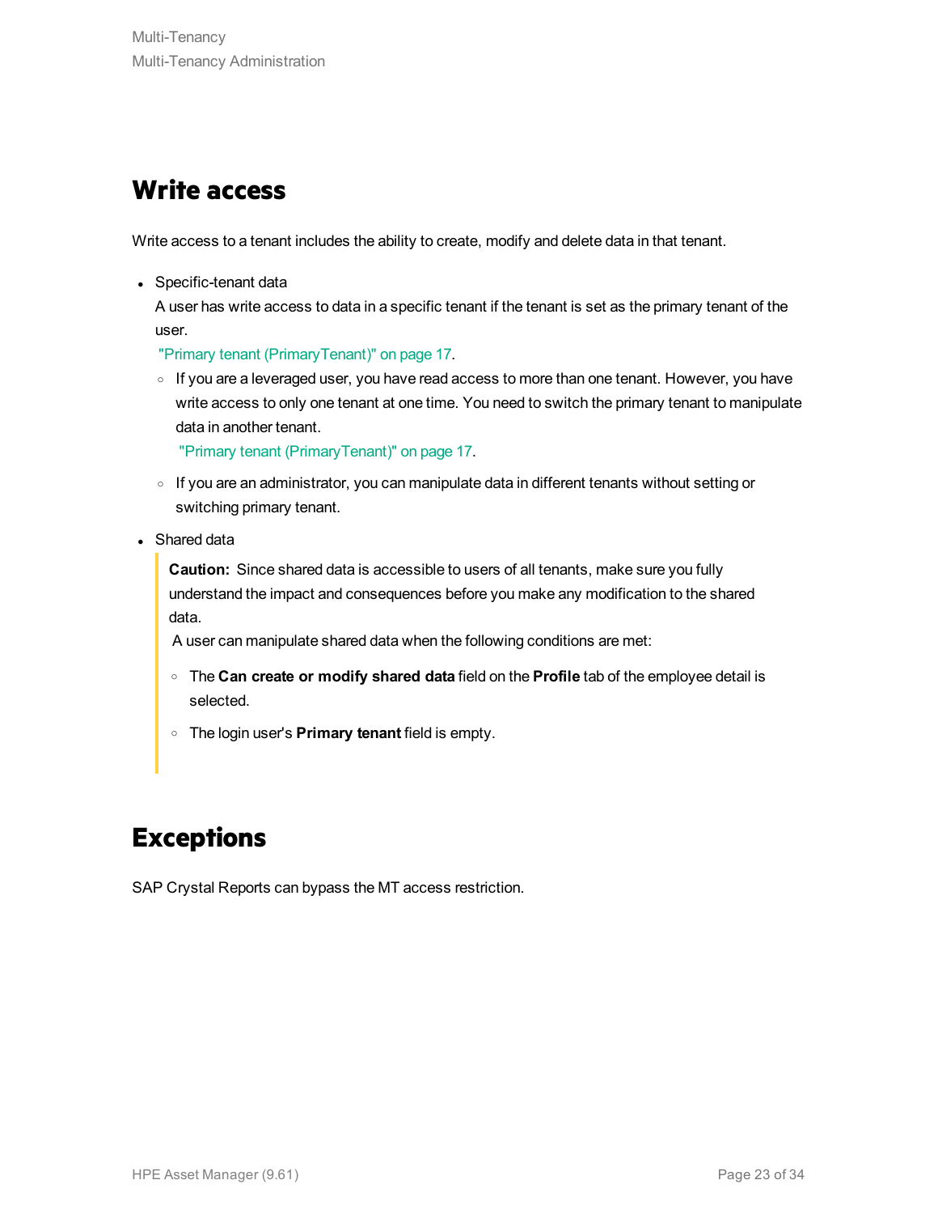## Write access

Write access to a tenant includes the ability to create, modify and delete data in that tenant.

- Specific-tenant data

  A user has write access to data in a specific tenant if the tenant is set as the primary tenant of the user.

  "Primary tenant (PrimaryTenant)" on page 17.

  - If you are a leveraged user, you have read access to more than one tenant. However, you have write access to only one tenant at one time. You need to switch the primary tenant to manipulate data in another tenant.

    "Primary tenant (PrimaryTenant)" on page 17.

  - If you are an administrator, you can manipulate data in different tenants without setting or switching primary tenant.

- Shared data

  > **Caution:** Since shared data is accessible to users of all tenants, make sure you fully understand the impact and consequences before you make any modification to the shared data.
  >
  > A user can manipulate shared data when the following conditions are met:
  >
  > - The **Can create or modify shared data** field on the **Profile** tab of the employee detail is selected.
  > - The login user's **Primary tenant** field is empty.

## Exceptions

SAP Crystal Reports can bypass the MT access restriction.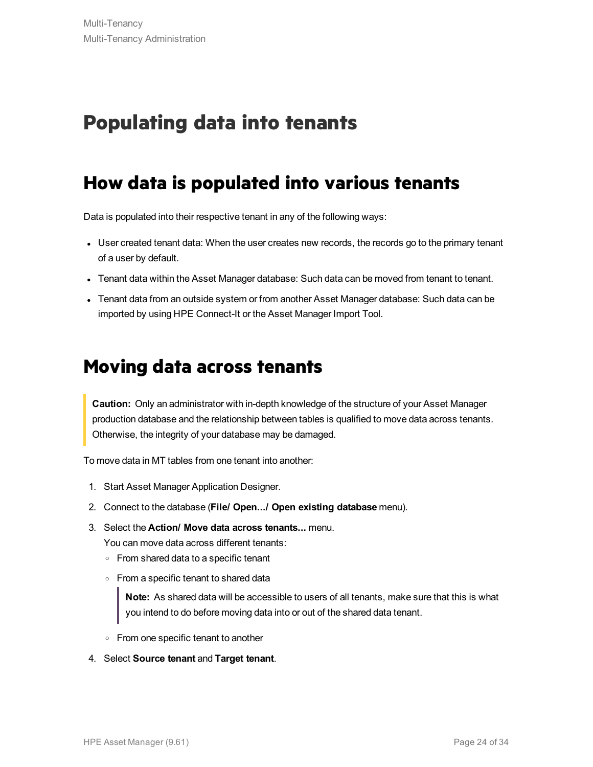# Populating data into tenants

## How data is populated into various tenants

Data is populated into their respective tenant in any of the following ways:

- User created tenant data: When the user creates new records, the records go to the primary tenant of a user by default.
- Tenant data within the Asset Manager database: Such data can be moved from tenant to tenant.
- Tenant data from an outside system or from another Asset Manager database: Such data can be imported by using HPE Connect-It or the Asset Manager Import Tool.

## Moving data across tenants

> **Caution:** Only an administrator with in-depth knowledge of the structure of your Asset Manager production database and the relationship between tables is qualified to move data across tenants. Otherwise, the integrity of your database may be damaged.

To move data in MT tables from one tenant into another:

1. Start Asset Manager Application Designer.
2. Connect to the database (**File/ Open.../ Open existing database** menu).
3. Select the **Action/ Move data across tenants...** menu.
   You can move data across different tenants:
   - From shared data to a specific tenant
   - From a specific tenant to shared data

     > **Note:** As shared data will be accessible to users of all tenants, make sure that this is what you intend to do before moving data into or out of the shared data tenant.

   - From one specific tenant to another
4. Select **Source tenant** and **Target tenant**.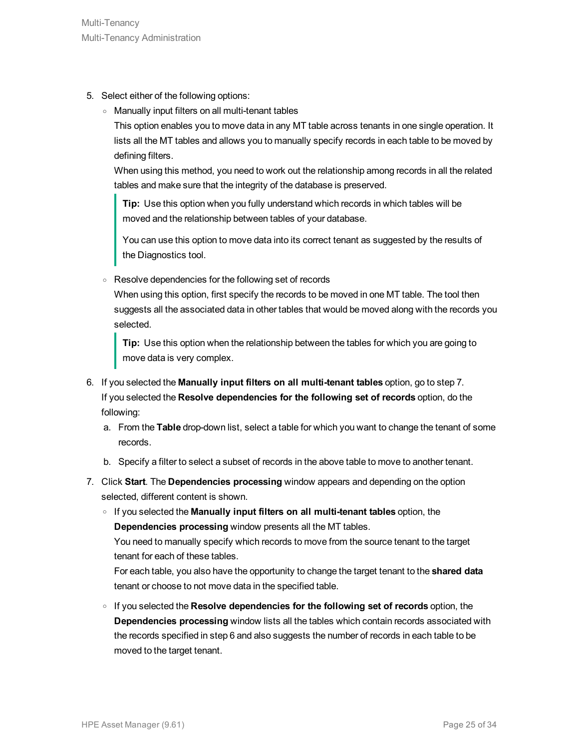5. Select either of the following options:
   - Manually input filters on all multi-tenant tables

     This option enables you to move data in any MT table across tenants in one single operation. It lists all the MT tables and allows you to manually specify records in each table to be moved by defining filters.

     When using this method, you need to work out the relationship among records in all the related tables and make sure that the integrity of the database is preserved.

     > **Tip:** Use this option when you fully understand which records in which tables will be moved and the relationship between tables of your database.
     >
     > You can use this option to move data into its correct tenant as suggested by the results of the Diagnostics tool.

   - Resolve dependencies for the following set of records

     When using this option, first specify the records to be moved in one MT table. The tool then suggests all the associated data in other tables that would be moved along with the records you selected.

     > **Tip:** Use this option when the relationship between the tables for which you are going to move data is very complex.

6. If you selected the **Manually input filters on all multi-tenant tables** option, go to step 7.

   If you selected the **Resolve dependencies for the following set of records** option, do the following:

   a. From the **Table** drop-down list, select a table for which you want to change the tenant of some records.

   b. Specify a filter to select a subset of records in the above table to move to another tenant.

7. Click **Start**. The **Dependencies processing** window appears and depending on the option selected, different content is shown.
   - If you selected the **Manually input filters on all multi-tenant tables** option, the **Dependencies processing** window presents all the MT tables.

     You need to manually specify which records to move from the source tenant to the target tenant for each of these tables.

     For each table, you also have the opportunity to change the target tenant to the **shared data** tenant or choose to not move data in the specified table.

   - If you selected the **Resolve dependencies for the following set of records** option, the **Dependencies processing** window lists all the tables which contain records associated with the records specified in step 6 and also suggests the number of records in each table to be moved to the target tenant.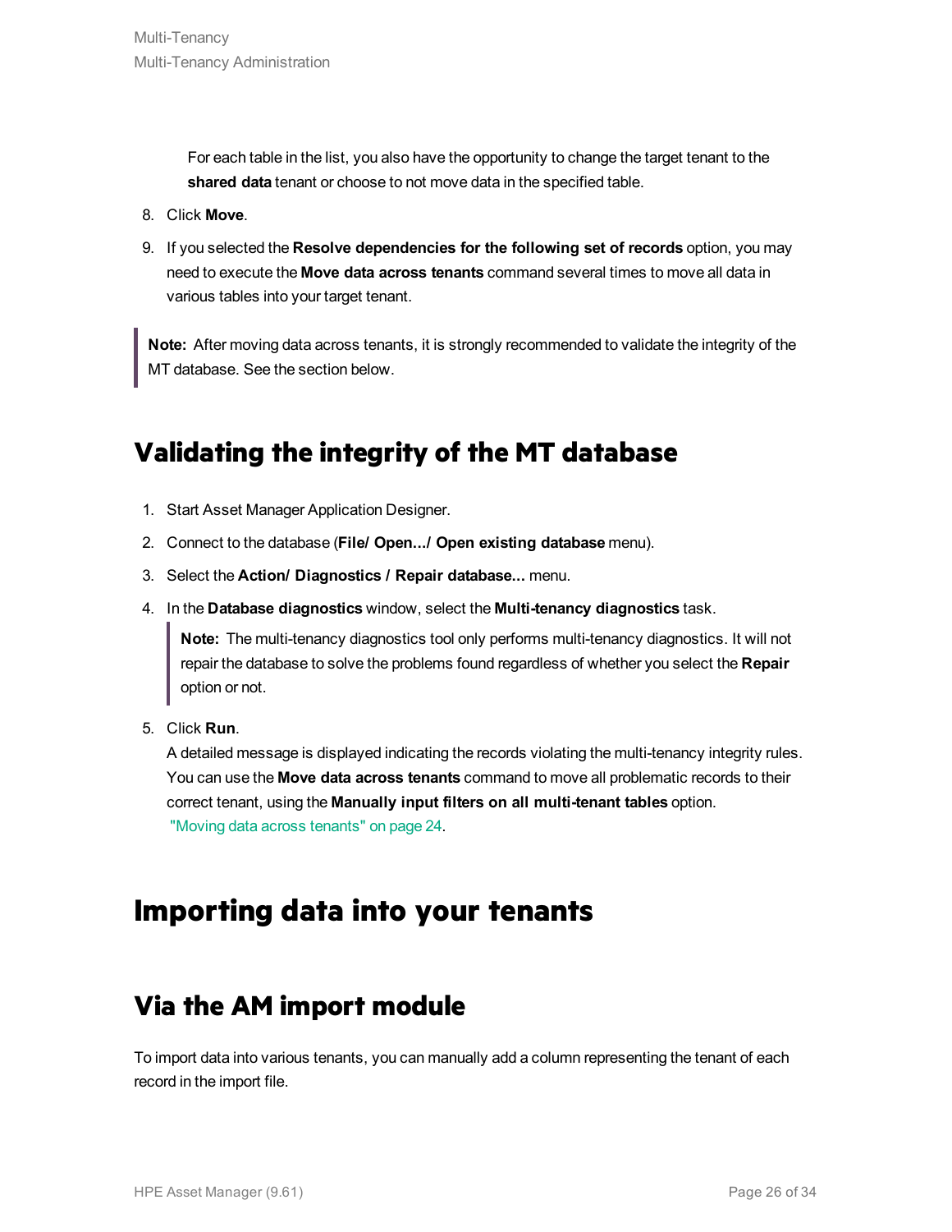For each table in the list, you also have the opportunity to change the target tenant to the **shared data** tenant or choose to not move data in the specified table.

8. Click **Move**.
9. If you selected the **Resolve dependencies for the following set of records** option, you may need to execute the **Move data across tenants** command several times to move all data in various tables into your target tenant.

> **Note:** After moving data across tenants, it is strongly recommended to validate the integrity of the MT database. See the section below.

## Validating the integrity of the MT database

1. Start Asset Manager Application Designer.
2. Connect to the database (**File/ Open.../ Open existing database** menu).
3. Select the **Action/ Diagnostics / Repair database...** menu.
4. In the **Database diagnostics** window, select the **Multi-tenancy diagnostics** task.

   > **Note:** The multi-tenancy diagnostics tool only performs multi-tenancy diagnostics. It will not repair the database to solve the problems found regardless of whether you select the **Repair** option or not.

5. Click **Run**.
   A detailed message is displayed indicating the records violating the multi-tenancy integrity rules. You can use the **Move data across tenants** command to move all problematic records to their correct tenant, using the **Manually input filters on all multi-tenant tables** option.
   "Moving data across tenants" on page 24.

# Importing data into your tenants

## Via the AM import module

To import data into various tenants, you can manually add a column representing the tenant of each record in the import file.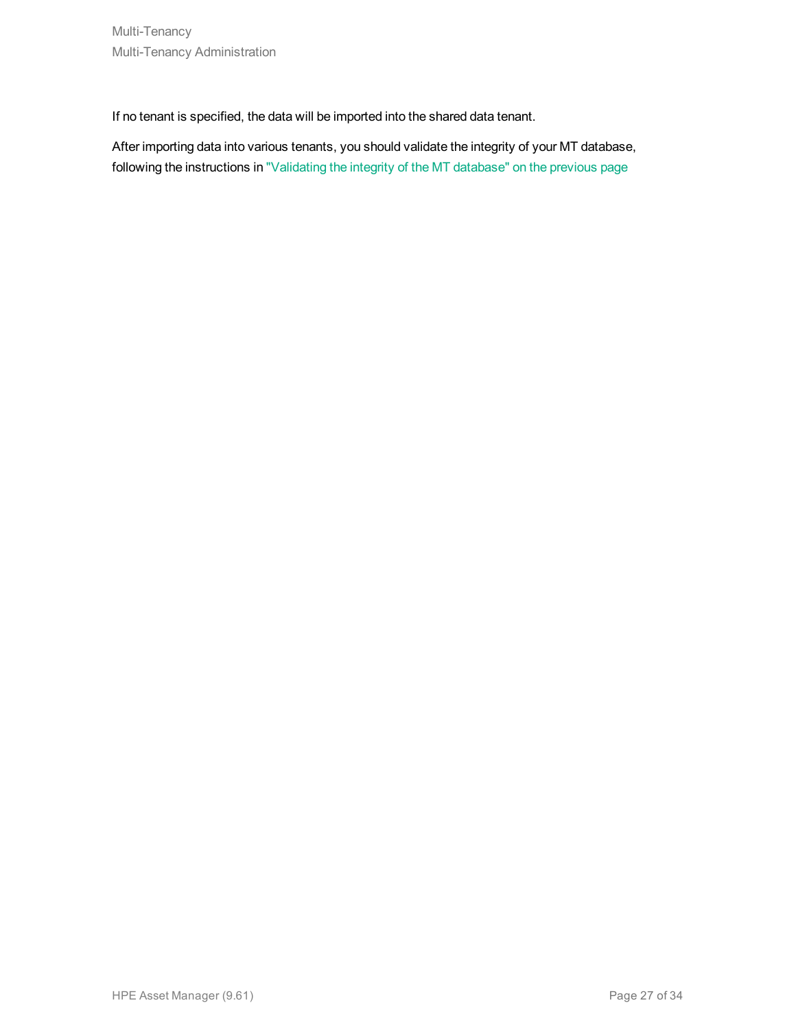If no tenant is specified, the data will be imported into the shared data tenant.

After importing data into various tenants, you should validate the integrity of your MT database, following the instructions in "Validating the integrity of the MT database" on the previous page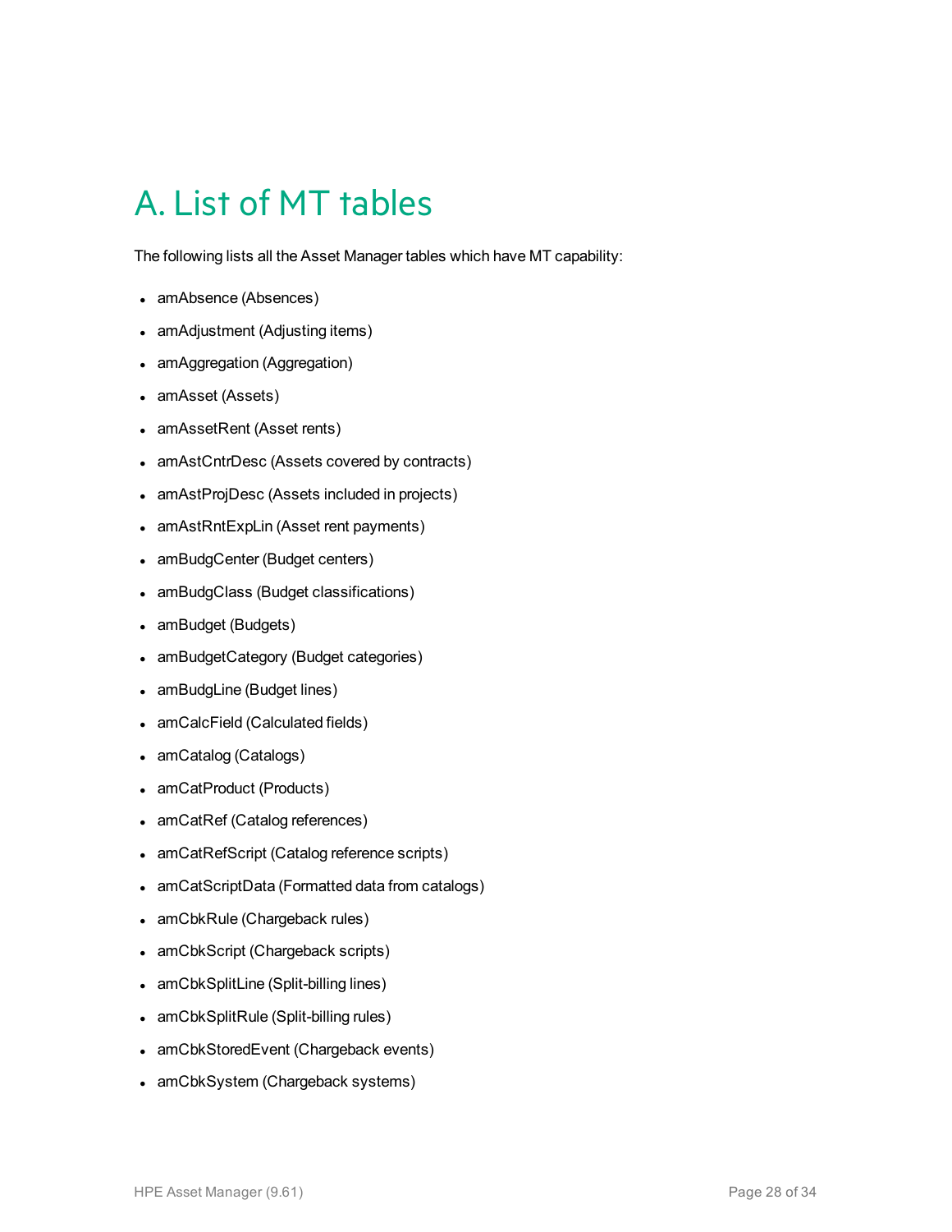# A. List of MT tables

The following lists all the Asset Manager tables which have MT capability:

- amAbsence (Absences)
- amAdjustment (Adjusting items)
- amAggregation (Aggregation)
- amAsset (Assets)
- amAssetRent (Asset rents)
- amAstCntrDesc (Assets covered by contracts)
- amAstProjDesc (Assets included in projects)
- amAstRntExpLin (Asset rent payments)
- amBudgCenter (Budget centers)
- amBudgClass (Budget classifications)
- amBudget (Budgets)
- amBudgetCategory (Budget categories)
- amBudgLine (Budget lines)
- amCalcField (Calculated fields)
- amCatalog (Catalogs)
- amCatProduct (Products)
- amCatRef (Catalog references)
- amCatRefScript (Catalog reference scripts)
- amCatScriptData (Formatted data from catalogs)
- amCbkRule (Chargeback rules)
- amCbkScript (Chargeback scripts)
- amCbkSplitLine (Split-billing lines)
- amCbkSplitRule (Split-billing rules)
- amCbkStoredEvent (Chargeback events)
- amCbkSystem (Chargeback systems)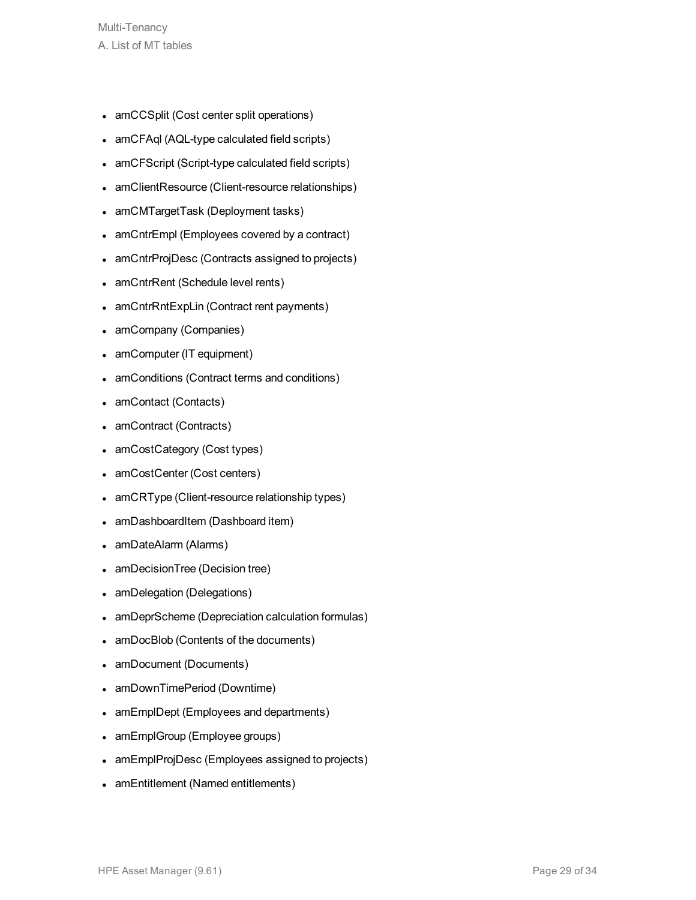- amCCSplit (Cost center split operations)
- amCFAql (AQL-type calculated field scripts)
- amCFScript (Script-type calculated field scripts)
- amClientResource (Client-resource relationships)
- amCMTargetTask (Deployment tasks)
- amCntrEmpl (Employees covered by a contract)
- amCntrProjDesc (Contracts assigned to projects)
- amCntrRent (Schedule level rents)
- amCntrRntExpLin (Contract rent payments)
- amCompany (Companies)
- amComputer (IT equipment)
- amConditions (Contract terms and conditions)
- amContact (Contacts)
- amContract (Contracts)
- amCostCategory (Cost types)
- amCostCenter (Cost centers)
- amCRType (Client-resource relationship types)
- amDashboardItem (Dashboard item)
- amDateAlarm (Alarms)
- amDecisionTree (Decision tree)
- amDelegation (Delegations)
- amDeprScheme (Depreciation calculation formulas)
- amDocBlob (Contents of the documents)
- amDocument (Documents)
- amDownTimePeriod (Downtime)
- amEmplDept (Employees and departments)
- amEmplGroup (Employee groups)
- amEmplProjDesc (Employees assigned to projects)
- amEntitlement (Named entitlements)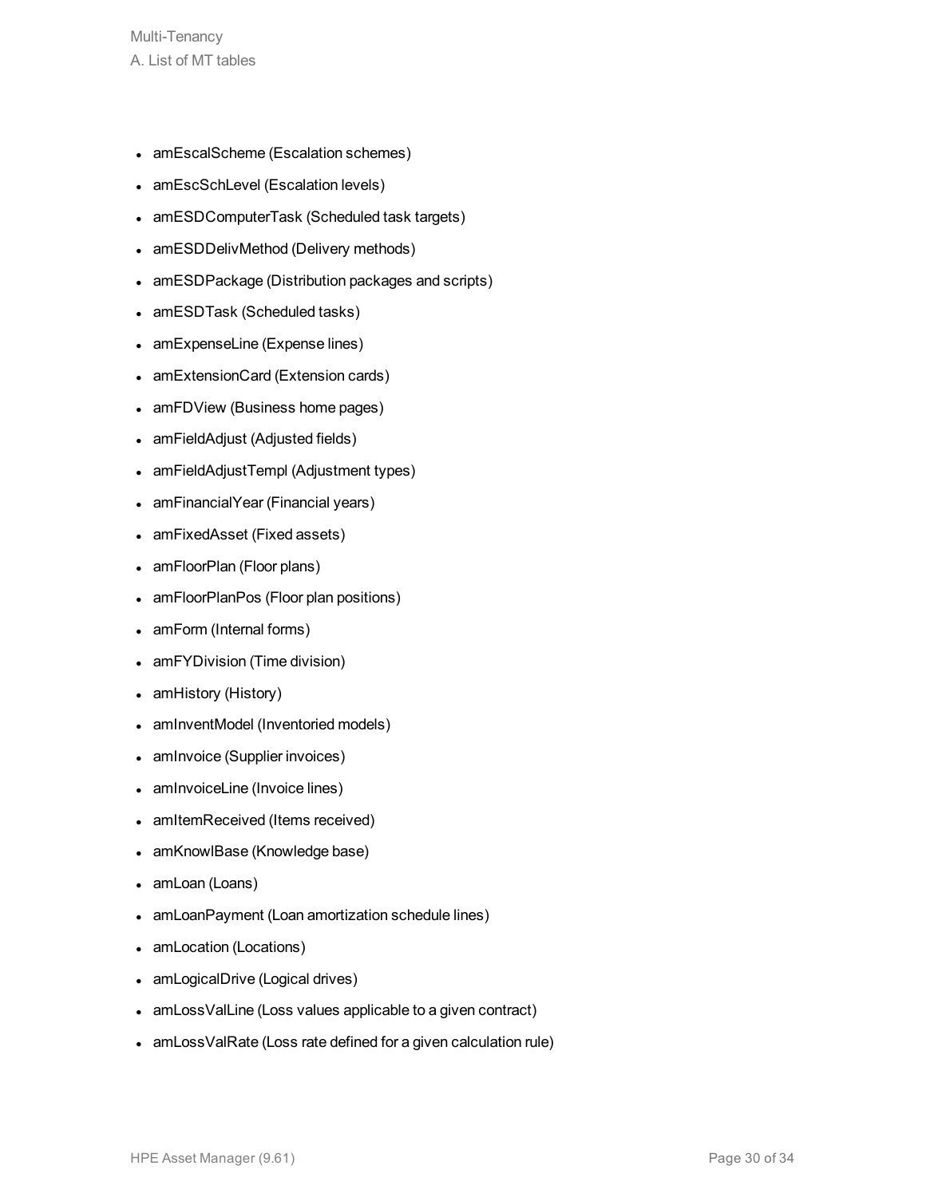- amEscalScheme (Escalation schemes)
- amEscSchLevel (Escalation levels)
- amESDComputerTask (Scheduled task targets)
- amESDDelivMethod (Delivery methods)
- amESDPackage (Distribution packages and scripts)
- amESDTask (Scheduled tasks)
- amExpenseLine (Expense lines)
- amExtensionCard (Extension cards)
- amFDView (Business home pages)
- amFieldAdjust (Adjusted fields)
- amFieldAdjustTempl (Adjustment types)
- amFinancialYear (Financial years)
- amFixedAsset (Fixed assets)
- amFloorPlan (Floor plans)
- amFloorPlanPos (Floor plan positions)
- amForm (Internal forms)
- amFYDivision (Time division)
- amHistory (History)
- amInventModel (Inventoried models)
- amInvoice (Supplier invoices)
- amInvoiceLine (Invoice lines)
- amItemReceived (Items received)
- amKnowlBase (Knowledge base)
- amLoan (Loans)
- amLoanPayment (Loan amortization schedule lines)
- amLocation (Locations)
- amLogicalDrive (Logical drives)
- amLossValLine (Loss values applicable to a given contract)
- amLossValRate (Loss rate defined for a given calculation rule)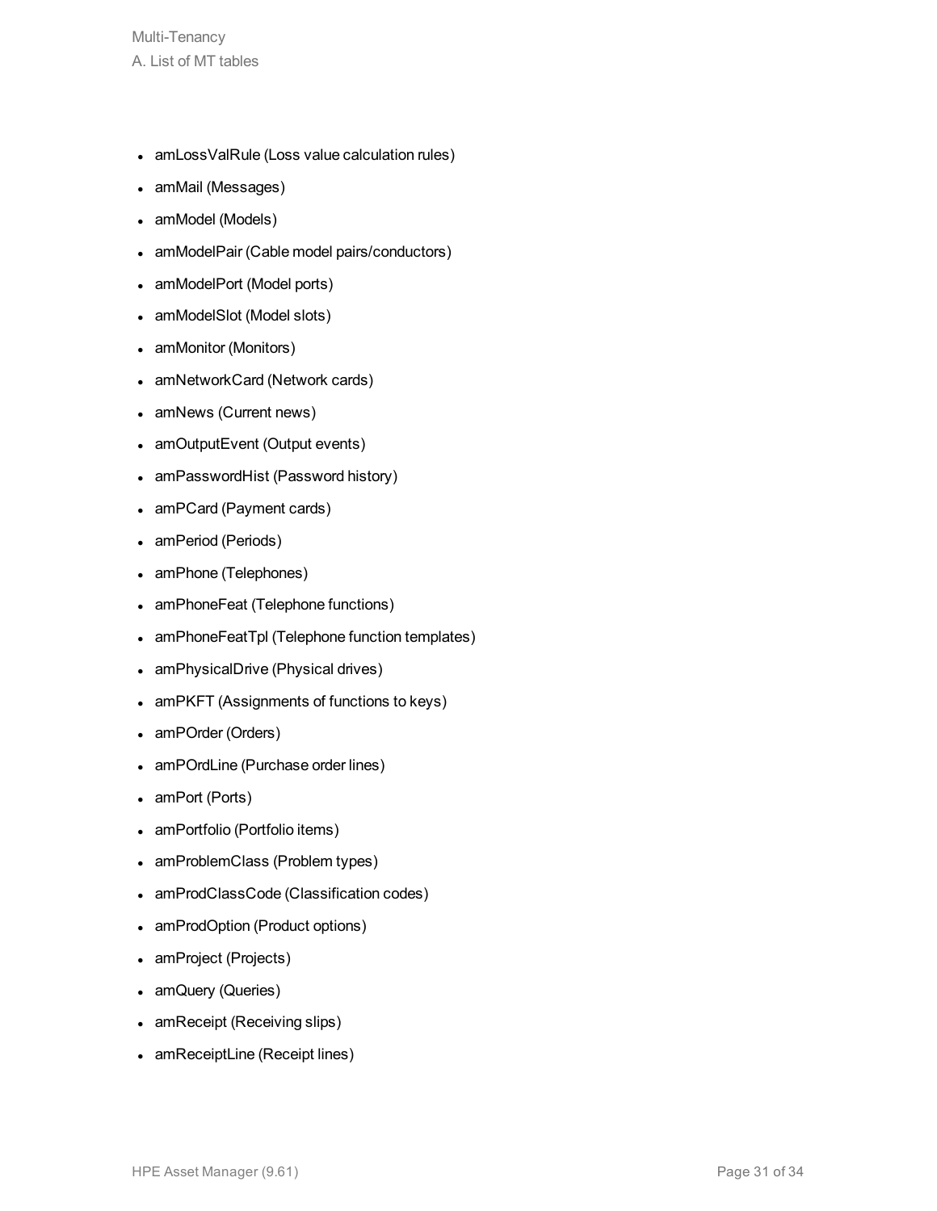- amLossValRule (Loss value calculation rules)
- amMail (Messages)
- amModel (Models)
- amModelPair (Cable model pairs/conductors)
- amModelPort (Model ports)
- amModelSlot (Model slots)
- amMonitor (Monitors)
- amNetworkCard (Network cards)
- amNews (Current news)
- amOutputEvent (Output events)
- amPasswordHist (Password history)
- amPCard (Payment cards)
- amPeriod (Periods)
- amPhone (Telephones)
- amPhoneFeat (Telephone functions)
- amPhoneFeatTpl (Telephone function templates)
- amPhysicalDrive (Physical drives)
- amPKFT (Assignments of functions to keys)
- amPOrder (Orders)
- amPOrdLine (Purchase order lines)
- amPort (Ports)
- amPortfolio (Portfolio items)
- amProblemClass (Problem types)
- amProdClassCode (Classification codes)
- amProdOption (Product options)
- amProject (Projects)
- amQuery (Queries)
- amReceipt (Receiving slips)
- amReceiptLine (Receipt lines)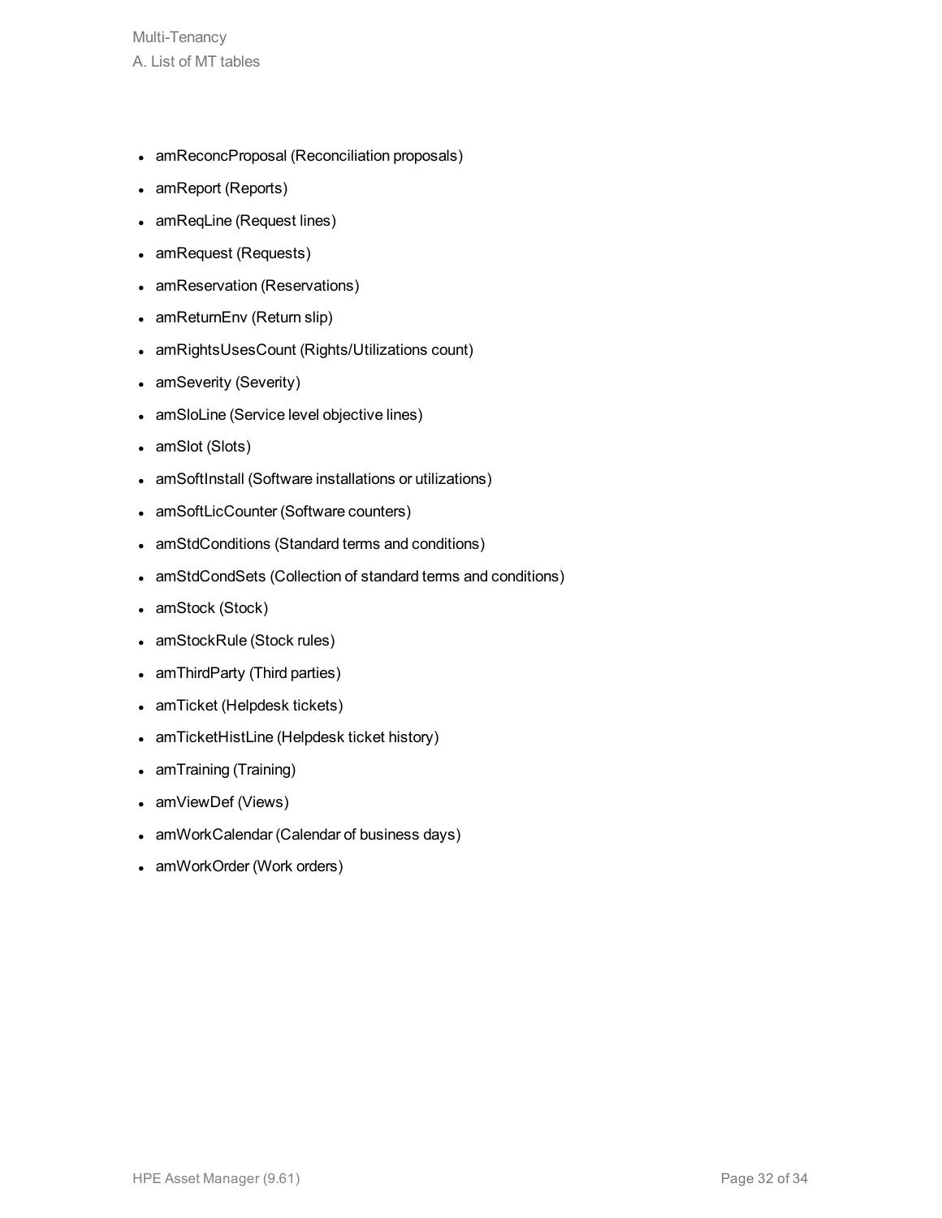- amReconcProposal (Reconciliation proposals)
- amReport (Reports)
- amReqLine (Request lines)
- amRequest (Requests)
- amReservation (Reservations)
- amReturnEnv (Return slip)
- amRightsUsesCount (Rights/Utilizations count)
- amSeverity (Severity)
- amSloLine (Service level objective lines)
- amSlot (Slots)
- amSoftInstall (Software installations or utilizations)
- amSoftLicCounter (Software counters)
- amStdConditions (Standard terms and conditions)
- amStdCondSets (Collection of standard terms and conditions)
- amStock (Stock)
- amStockRule (Stock rules)
- amThirdParty (Third parties)
- amTicket (Helpdesk tickets)
- amTicketHistLine (Helpdesk ticket history)
- amTraining (Training)
- amViewDef (Views)
- amWorkCalendar (Calendar of business days)
- amWorkOrder (Work orders)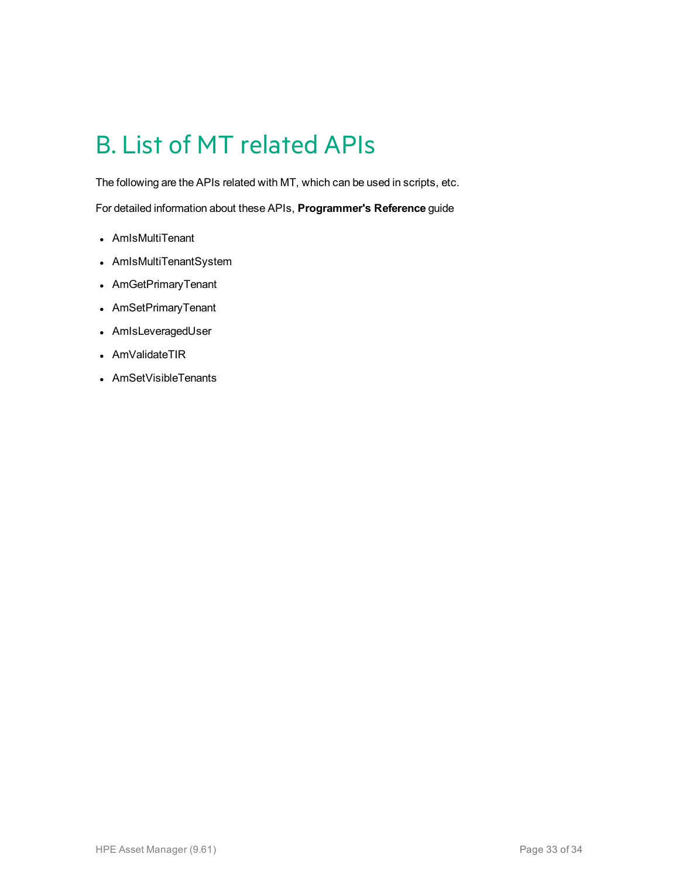# B. List of MT related APIs

The following are the APIs related with MT, which can be used in scripts, etc.

For detailed information about these APIs, **Programmer's Reference** guide

- AmIsMultiTenant
- AmIsMultiTenantSystem
- AmGetPrimaryTenant
- AmSetPrimaryTenant
- AmIsLeveragedUser
- AmValidateTIR
- AmSetVisibleTenants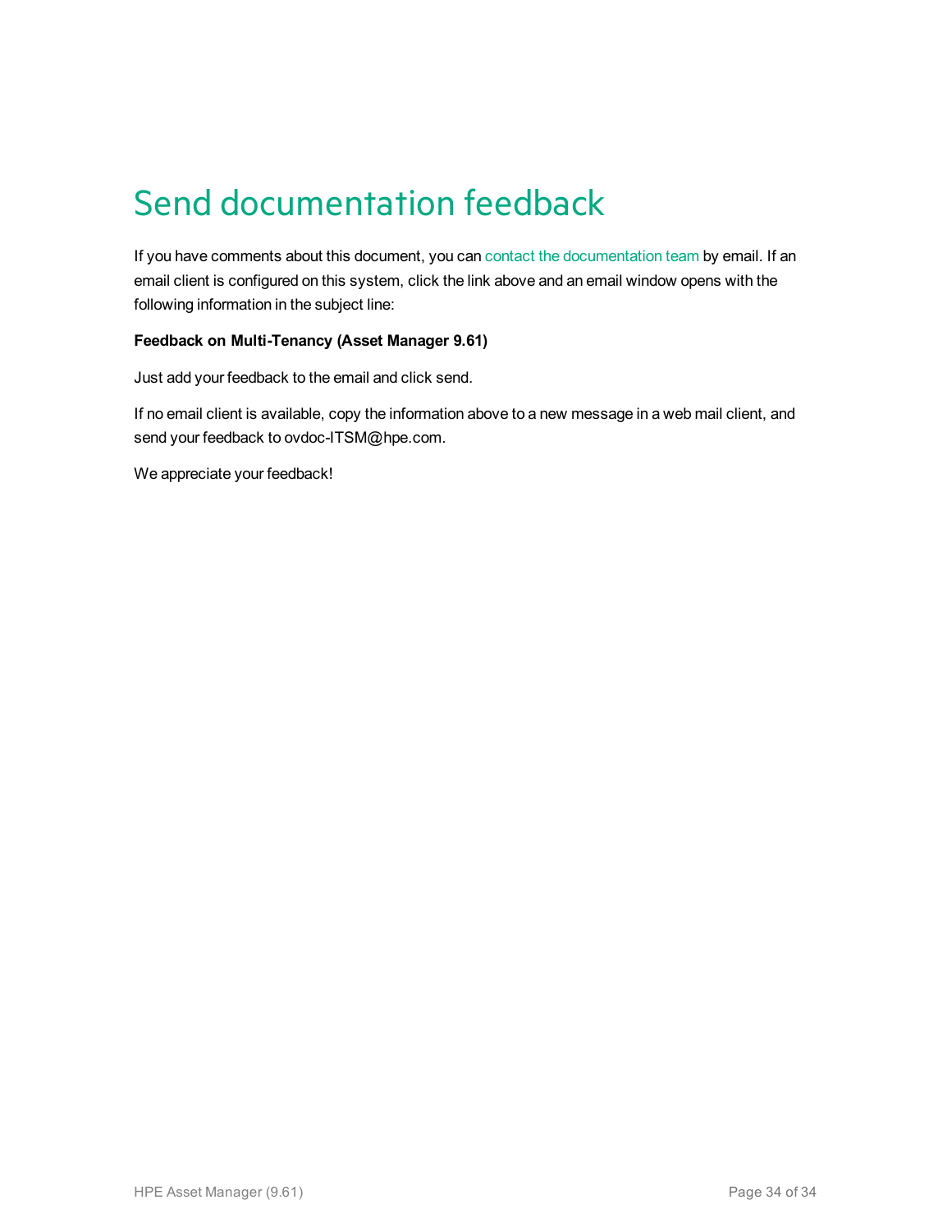# Send documentation feedback

If you have comments about this document, you can contact the documentation team by email. If an email client is configured on this system, click the link above and an email window opens with the following information in the subject line:

**Feedback on Multi-Tenancy (Asset Manager 9.61)**

Just add your feedback to the email and click send.

If no email client is available, copy the information above to a new message in a web mail client, and send your feedback to ovdoc-ITSM@hpe.com.

We appreciate your feedback!